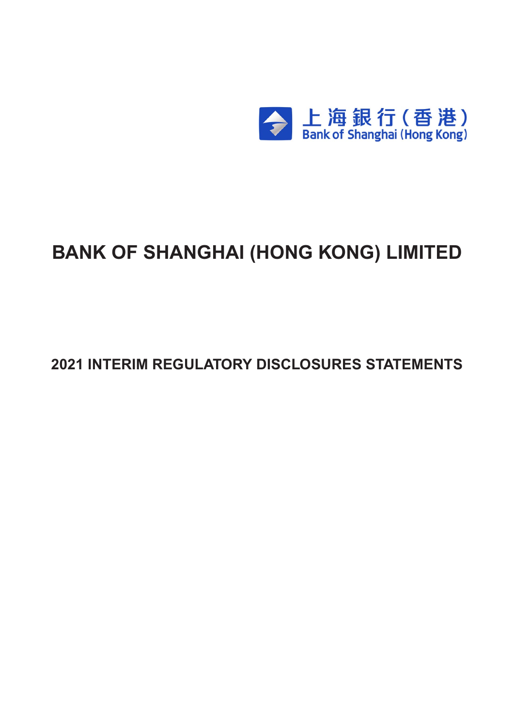上海銀行(香港)
Bank of Shanghai (Hong Kong)

# BANK OF SHANGHAI (HONG KONG) LIMITED

## 2021 INTERIM REGULATORY DISCLOSURES STATEMENTS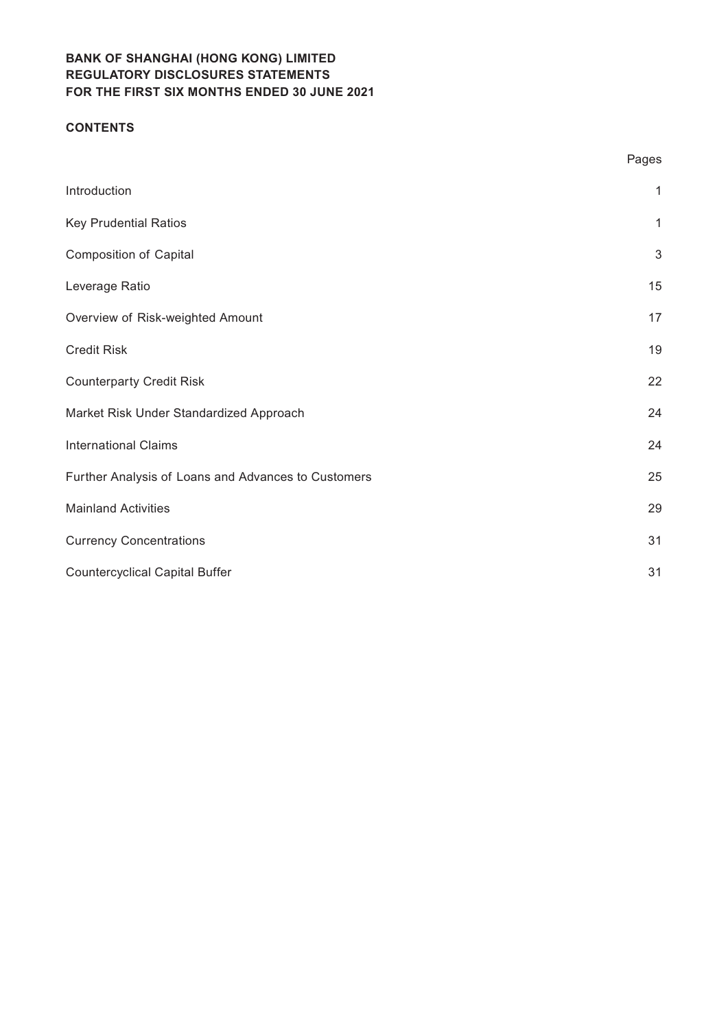**BANK OF SHANGHAI (HONG KONG) LIMITED**
**REGULATORY DISCLOSURES STATEMENTS**
**FOR THE FIRST SIX MONTHS ENDED 30 JUNE 2021**

**CONTENTS**

| | Pages |
|---|---|
| Introduction | 1 |
| Key Prudential Ratios | 1 |
| Composition of Capital | 3 |
| Leverage Ratio | 15 |
| Overview of Risk-weighted Amount | 17 |
| Credit Risk | 19 |
| Counterparty Credit Risk | 22 |
| Market Risk Under Standardized Approach | 24 |
| International Claims | 24 |
| Further Analysis of Loans and Advances to Customers | 25 |
| Mainland Activities | 29 |
| Currency Concentrations | 31 |
| Countercyclical Capital Buffer | 31 |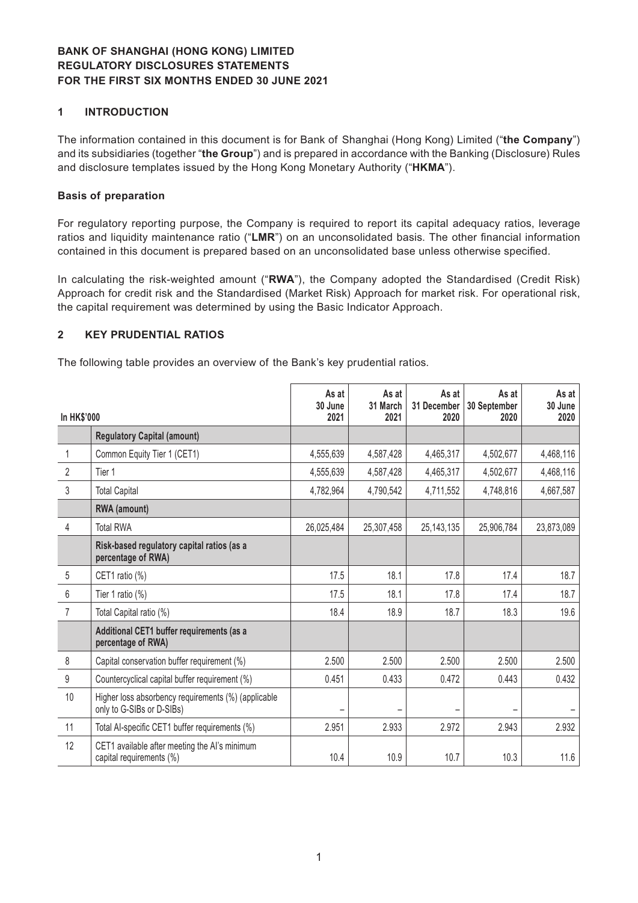**BANK OF SHANGHAI (HONG KONG) LIMITED**
**REGULATORY DISCLOSURES STATEMENTS**
**FOR THE FIRST SIX MONTHS ENDED 30 JUNE 2021**

## 1 INTRODUCTION

The information contained in this document is for Bank of Shanghai (Hong Kong) Limited ("**the Company**") and its subsidiaries (together "**the Group**") and is prepared in accordance with the Banking (Disclosure) Rules and disclosure templates issued by the Hong Kong Monetary Authority ("**HKMA**").

### Basis of preparation

For regulatory reporting purpose, the Company is required to report its capital adequacy ratios, leverage ratios and liquidity maintenance ratio ("**LMR**") on an unconsolidated basis. The other financial information contained in this document is prepared based on an unconsolidated base unless otherwise specified.

In calculating the risk-weighted amount ("**RWA**"), the Company adopted the Standardised (Credit Risk) Approach for credit risk and the Standardised (Market Risk) Approach for market risk. For operational risk, the capital requirement was determined by using the Basic Indicator Approach.

## 2 KEY PRUDENTIAL RATIOS

The following table provides an overview of the Bank's key prudential ratios.

| In HK$'000 | | As at 30 June 2021 | As at 31 March 2021 | As at 31 December 2020 | As at 30 September 2020 | As at 30 June 2020 |
|---|---|---|---|---|---|---|
| | **Regulatory Capital (amount)** | | | | | |
| 1 | Common Equity Tier 1 (CET1) | 4,555,639 | 4,587,428 | 4,465,317 | 4,502,677 | 4,468,116 |
| 2 | Tier 1 | 4,555,639 | 4,587,428 | 4,465,317 | 4,502,677 | 4,468,116 |
| 3 | Total Capital | 4,782,964 | 4,790,542 | 4,711,552 | 4,748,816 | 4,667,587 |
| | **RWA (amount)** | | | | | |
| 4 | Total RWA | 26,025,484 | 25,307,458 | 25,143,135 | 25,906,784 | 23,873,089 |
| | **Risk-based regulatory capital ratios (as a percentage of RWA)** | | | | | |
| 5 | CET1 ratio (%) | 17.5 | 18.1 | 17.8 | 17.4 | 18.7 |
| 6 | Tier 1 ratio (%) | 17.5 | 18.1 | 17.8 | 17.4 | 18.7 |
| 7 | Total Capital ratio (%) | 18.4 | 18.9 | 18.7 | 18.3 | 19.6 |
| | **Additional CET1 buffer requirements (as a percentage of RWA)** | | | | | |
| 8 | Capital conservation buffer requirement (%) | 2.500 | 2.500 | 2.500 | 2.500 | 2.500 |
| 9 | Countercyclical capital buffer requirement (%) | 0.451 | 0.433 | 0.472 | 0.443 | 0.432 |
| 10 | Higher loss absorbency requirements (%) (applicable only to G-SIBs or D-SIBs) | – | – | – | – | – |
| 11 | Total AI-specific CET1 buffer requirements (%) | 2.951 | 2.933 | 2.972 | 2.943 | 2.932 |
| 12 | CET1 available after meeting the AI's minimum capital requirements (%) | 10.4 | 10.9 | 10.7 | 10.3 | 11.6 |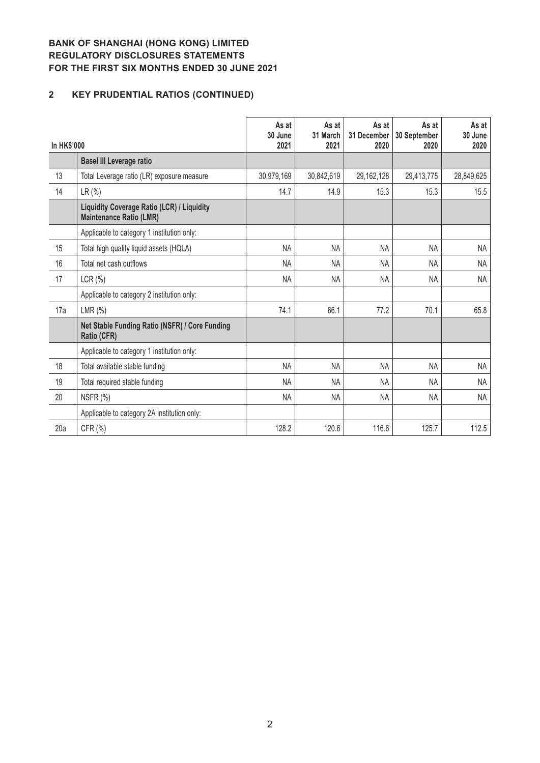**BANK OF SHANGHAI (HONG KONG) LIMITED**
**REGULATORY DISCLOSURES STATEMENTS**
**FOR THE FIRST SIX MONTHS ENDED 30 JUNE 2021**

## 2 KEY PRUDENTIAL RATIOS (CONTINUED)

| In HK$'000 | | As at 30 June 2021 | As at 31 March 2021 | As at 31 December 2020 | As at 30 September 2020 | As at 30 June 2020 |
|---|---|---|---|---|---|---|
| | **Basel III Leverage ratio** | | | | | |
| 13 | Total Leverage ratio (LR) exposure measure | 30,979,169 | 30,842,619 | 29,162,128 | 29,413,775 | 28,849,625 |
| 14 | LR (%) | 14.7 | 14.9 | 15.3 | 15.3 | 15.5 |
| | **Liquidity Coverage Ratio (LCR) / Liquidity Maintenance Ratio (LMR)** | | | | | |
| | Applicable to category 1 institution only: | | | | | |
| 15 | Total high quality liquid assets (HQLA) | NA | NA | NA | NA | NA |
| 16 | Total net cash outflows | NA | NA | NA | NA | NA |
| 17 | LCR (%) | NA | NA | NA | NA | NA |
| | Applicable to category 2 institution only: | | | | | |
| 17a | LMR (%) | 74.1 | 66.1 | 77.2 | 70.1 | 65.8 |
| | **Net Stable Funding Ratio (NSFR) / Core Funding Ratio (CFR)** | | | | | |
| | Applicable to category 1 institution only: | | | | | |
| 18 | Total available stable funding | NA | NA | NA | NA | NA |
| 19 | Total required stable funding | NA | NA | NA | NA | NA |
| 20 | NSFR (%) | NA | NA | NA | NA | NA |
| | Applicable to category 2A institution only: | | | | | |
| 20a | CFR (%) | 128.2 | 120.6 | 116.6 | 125.7 | 112.5 |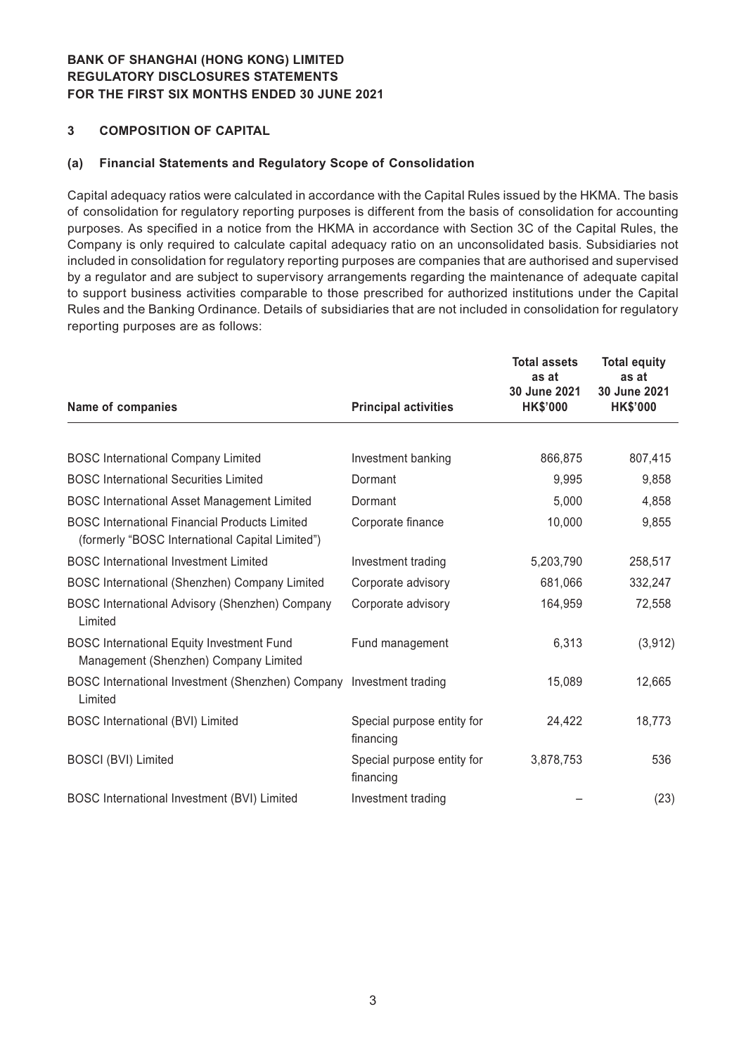## 3 COMPOSITION OF CAPITAL

### (a) Financial Statements and Regulatory Scope of Consolidation

Capital adequacy ratios were calculated in accordance with the Capital Rules issued by the HKMA. The basis of consolidation for regulatory reporting purposes is different from the basis of consolidation for accounting purposes. As specified in a notice from the HKMA in accordance with Section 3C of the Capital Rules, the Company is only required to calculate capital adequacy ratio on an unconsolidated basis. Subsidiaries not included in consolidation for regulatory reporting purposes are companies that are authorised and supervised by a regulator and are subject to supervisory arrangements regarding the maintenance of adequate capital to support business activities comparable to those prescribed for authorized institutions under the Capital Rules and the Banking Ordinance. Details of subsidiaries that are not included in consolidation for regulatory reporting purposes are as follows:

| Name of companies | Principal activities | Total assets as at 30 June 2021 HK$'000 | Total equity as at 30 June 2021 HK$'000 |
|---|---|---|---|
| BOSC International Company Limited | Investment banking | 866,875 | 807,415 |
| BOSC International Securities Limited | Dormant | 9,995 | 9,858 |
| BOSC International Asset Management Limited | Dormant | 5,000 | 4,858 |
| BOSC International Financial Products Limited (formerly "BOSC International Capital Limited") | Corporate finance | 10,000 | 9,855 |
| BOSC International Investment Limited | Investment trading | 5,203,790 | 258,517 |
| BOSC International (Shenzhen) Company Limited | Corporate advisory | 681,066 | 332,247 |
| BOSC International Advisory (Shenzhen) Company Limited | Corporate advisory | 164,959 | 72,558 |
| BOSC International Equity Investment Fund Management (Shenzhen) Company Limited | Fund management | 6,313 | (3,912) |
| BOSC International Investment (Shenzhen) Company Limited | Investment trading | 15,089 | 12,665 |
| BOSC International (BVI) Limited | Special purpose entity for financing | 24,422 | 18,773 |
| BOSCI (BVI) Limited | Special purpose entity for financing | 3,878,753 | 536 |
| BOSC International Investment (BVI) Limited | Investment trading | – | (23) |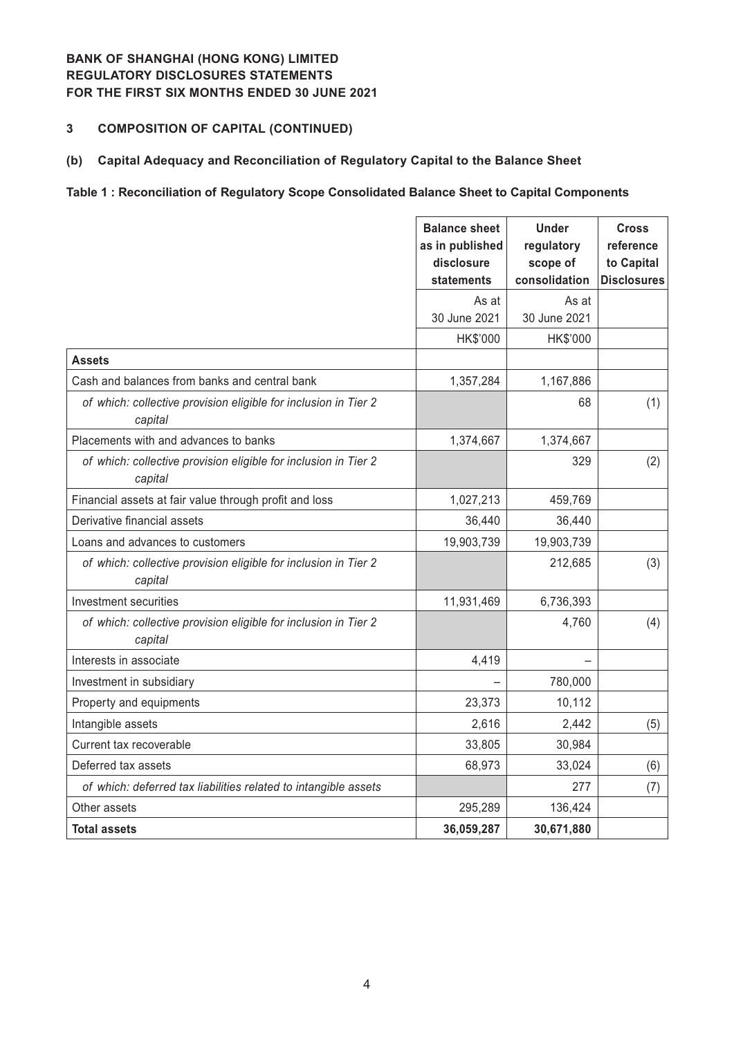# BANK OF SHANGHAI (HONG KONG) LIMITED
## REGULATORY DISCLOSURES STATEMENTS
## FOR THE FIRST SIX MONTHS ENDED 30 JUNE 2021

### 3 COMPOSITION OF CAPITAL (CONTINUED)

### (b) Capital Adequacy and Reconciliation of Regulatory Capital to the Balance Sheet

**Table 1 : Reconciliation of Regulatory Scope Consolidated Balance Sheet to Capital Components**

| | Balance sheet as in published disclosure statements | Under regulatory scope of consolidation | Cross reference to Capital Disclosures |
|---|---|---|---|
| | As at 30 June 2021 | As at 30 June 2021 | |
| | HK$'000 | HK$'000 | |
| **Assets** | | | |
| Cash and balances from banks and central bank | 1,357,284 | 1,167,886 | |
| *of which: collective provision eligible for inclusion in Tier 2 capital* | | 68 | (1) |
| Placements with and advances to banks | 1,374,667 | 1,374,667 | |
| *of which: collective provision eligible for inclusion in Tier 2 capital* | | 329 | (2) |
| Financial assets at fair value through profit and loss | 1,027,213 | 459,769 | |
| Derivative financial assets | 36,440 | 36,440 | |
| Loans and advances to customers | 19,903,739 | 19,903,739 | |
| *of which: collective provision eligible for inclusion in Tier 2 capital* | | 212,685 | (3) |
| Investment securities | 11,931,469 | 6,736,393 | |
| *of which: collective provision eligible for inclusion in Tier 2 capital* | | 4,760 | (4) |
| Interests in associate | 4,419 | – | |
| Investment in subsidiary | – | 780,000 | |
| Property and equipments | 23,373 | 10,112 | |
| Intangible assets | 2,616 | 2,442 | (5) |
| Current tax recoverable | 33,805 | 30,984 | |
| Deferred tax assets | 68,973 | 33,024 | (6) |
| *of which: deferred tax liabilities related to intangible assets* | | 277 | (7) |
| Other assets | 295,289 | 136,424 | |
| **Total assets** | **36,059,287** | **30,671,880** | |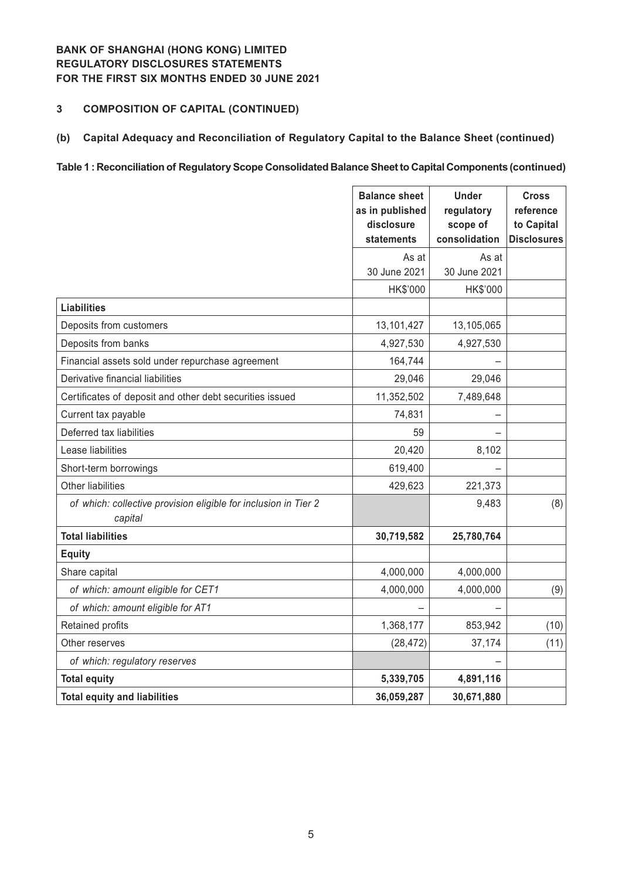**BANK OF SHANGHAI (HONG KONG) LIMITED**
**REGULATORY DISCLOSURES STATEMENTS**
**FOR THE FIRST SIX MONTHS ENDED 30 JUNE 2021**

## 3 COMPOSITION OF CAPITAL (CONTINUED)

### (b) Capital Adequacy and Reconciliation of Regulatory Capital to the Balance Sheet (continued)

**Table 1 : Reconciliation of Regulatory Scope Consolidated Balance Sheet to Capital Components (continued)**

| | Balance sheet as in published disclosure statements | Under regulatory scope of consolidation | Cross reference to Capital Disclosures |
|---|---|---|---|
| | As at 30 June 2021 | As at 30 June 2021 | |
| | HK$'000 | HK$'000 | |
| **Liabilities** | | | |
| Deposits from customers | 13,101,427 | 13,105,065 | |
| Deposits from banks | 4,927,530 | 4,927,530 | |
| Financial assets sold under repurchase agreement | 164,744 | – | |
| Derivative financial liabilities | 29,046 | 29,046 | |
| Certificates of deposit and other debt securities issued | 11,352,502 | 7,489,648 | |
| Current tax payable | 74,831 | – | |
| Deferred tax liabilities | 59 | – | |
| Lease liabilities | 20,420 | 8,102 | |
| Short-term borrowings | 619,400 | – | |
| Other liabilities | 429,623 | 221,373 | |
| *of which: collective provision eligible for inclusion in Tier 2 capital* | | 9,483 | (8) |
| **Total liabilities** | **30,719,582** | **25,780,764** | |
| **Equity** | | | |
| Share capital | 4,000,000 | 4,000,000 | |
| *of which: amount eligible for CET1* | 4,000,000 | 4,000,000 | (9) |
| *of which: amount eligible for AT1* | – | – | |
| Retained profits | 1,368,177 | 853,942 | (10) |
| Other reserves | (28,472) | 37,174 | (11) |
| *of which: regulatory reserves* | | – | |
| **Total equity** | **5,339,705** | **4,891,116** | |
| **Total equity and liabilities** | **36,059,287** | **30,671,880** | |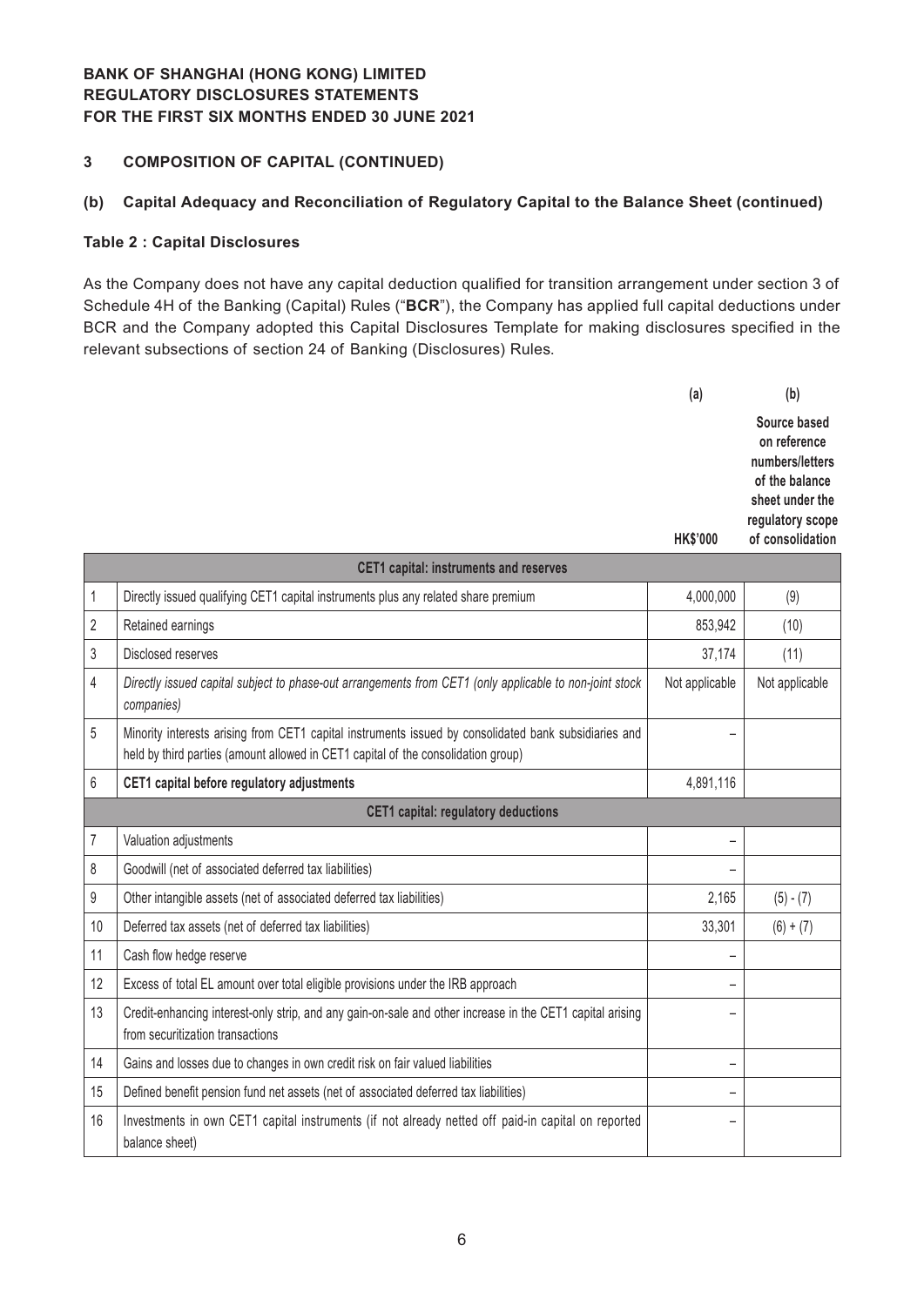**BANK OF SHANGHAI (HONG KONG) LIMITED**
**REGULATORY DISCLOSURES STATEMENTS**
**FOR THE FIRST SIX MONTHS ENDED 30 JUNE 2021**

## 3 COMPOSITION OF CAPITAL (CONTINUED)

### (b) Capital Adequacy and Reconciliation of Regulatory Capital to the Balance Sheet (continued)

#### Table 2 : Capital Disclosures

As the Company does not have any capital deduction qualified for transition arrangement under section 3 of Schedule 4H of the Banking (Capital) Rules ("**BCR**"), the Company has applied full capital deductions under BCR and the Company adopted this Capital Disclosures Template for making disclosures specified in the relevant subsections of section 24 of Banking (Disclosures) Rules.

| | | (a) HK$'000 | (b) Source based on reference numbers/letters of the balance sheet under the regulatory scope of consolidation |
|---|---|---|---|
| | **CET1 capital: instruments and reserves** | | |
| 1 | Directly issued qualifying CET1 capital instruments plus any related share premium | 4,000,000 | (9) |
| 2 | Retained earnings | 853,942 | (10) |
| 3 | Disclosed reserves | 37,174 | (11) |
| 4 | *Directly issued capital subject to phase-out arrangements from CET1 (only applicable to non-joint stock companies)* | Not applicable | Not applicable |
| 5 | Minority interests arising from CET1 capital instruments issued by consolidated bank subsidiaries and held by third parties (amount allowed in CET1 capital of the consolidation group) | – | |
| 6 | **CET1 capital before regulatory adjustments** | 4,891,116 | |
| | **CET1 capital: regulatory deductions** | | |
| 7 | Valuation adjustments | – | |
| 8 | Goodwill (net of associated deferred tax liabilities) | – | |
| 9 | Other intangible assets (net of associated deferred tax liabilities) | 2,165 | (5) - (7) |
| 10 | Deferred tax assets (net of deferred tax liabilities) | 33,301 | (6) + (7) |
| 11 | Cash flow hedge reserve | – | |
| 12 | Excess of total EL amount over total eligible provisions under the IRB approach | – | |
| 13 | Credit-enhancing interest-only strip, and any gain-on-sale and other increase in the CET1 capital arising from securitization transactions | – | |
| 14 | Gains and losses due to changes in own credit risk on fair valued liabilities | – | |
| 15 | Defined benefit pension fund net assets (net of associated deferred tax liabilities) | – | |
| 16 | Investments in own CET1 capital instruments (if not already netted off paid-in capital on reported balance sheet) | – | |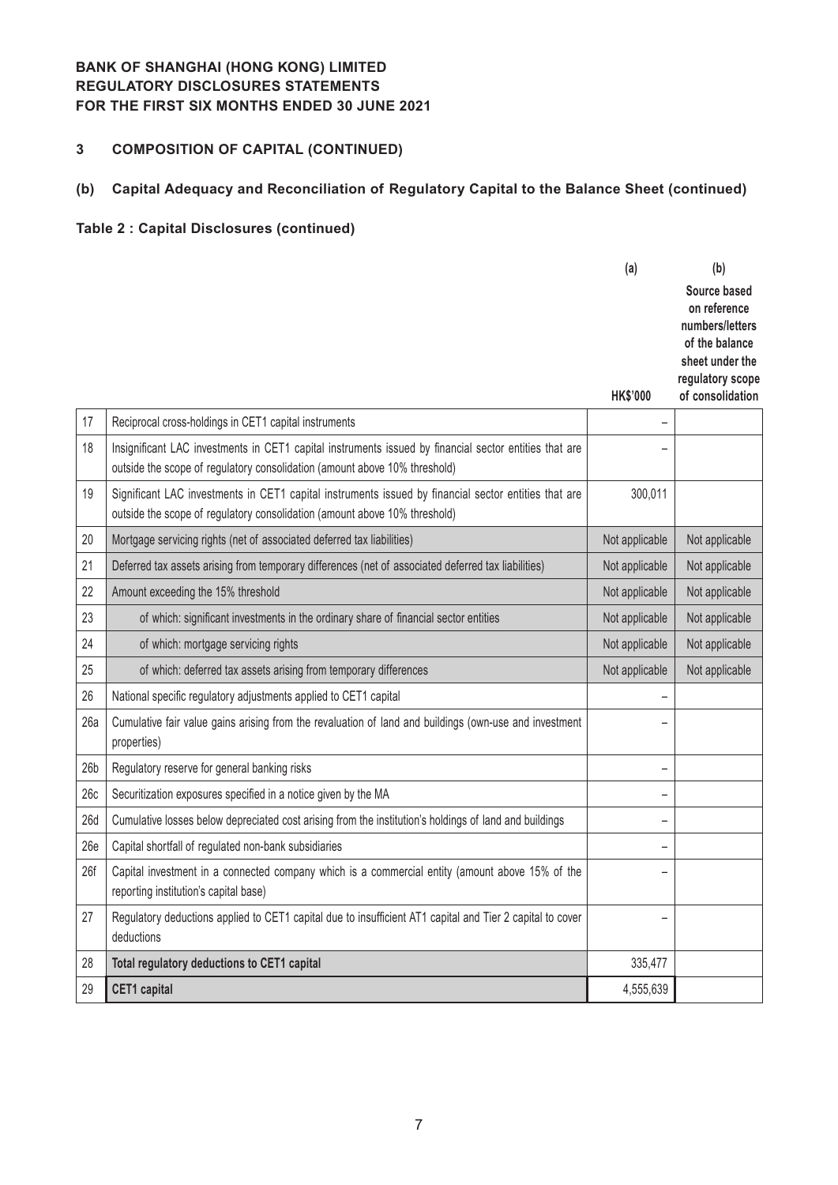**BANK OF SHANGHAI (HONG KONG) LIMITED**
**REGULATORY DISCLOSURES STATEMENTS**
**FOR THE FIRST SIX MONTHS ENDED 30 JUNE 2021**

## 3 COMPOSITION OF CAPITAL (CONTINUED)

### (b) Capital Adequacy and Reconciliation of Regulatory Capital to the Balance Sheet (continued)

#### Table 2 : Capital Disclosures (continued)

| | | (a)<br>HK$'000 | (b)<br>Source based on reference numbers/letters of the balance sheet under the regulatory scope of consolidation |
|---|---|---|---|
| 17 | Reciprocal cross-holdings in CET1 capital instruments | – | |
| 18 | Insignificant LAC investments in CET1 capital instruments issued by financial sector entities that are outside the scope of regulatory consolidation (amount above 10% threshold) | – | |
| 19 | Significant LAC investments in CET1 capital instruments issued by financial sector entities that are outside the scope of regulatory consolidation (amount above 10% threshold) | 300,011 | |
| 20 | Mortgage servicing rights (net of associated deferred tax liabilities) | Not applicable | Not applicable |
| 21 | Deferred tax assets arising from temporary differences (net of associated deferred tax liabilities) | Not applicable | Not applicable |
| 22 | Amount exceeding the 15% threshold | Not applicable | Not applicable |
| 23 | of which: significant investments in the ordinary share of financial sector entities | Not applicable | Not applicable |
| 24 | of which: mortgage servicing rights | Not applicable | Not applicable |
| 25 | of which: deferred tax assets arising from temporary differences | Not applicable | Not applicable |
| 26 | National specific regulatory adjustments applied to CET1 capital | – | |
| 26a | Cumulative fair value gains arising from the revaluation of land and buildings (own-use and investment properties) | – | |
| 26b | Regulatory reserve for general banking risks | – | |
| 26c | Securitization exposures specified in a notice given by the MA | – | |
| 26d | Cumulative losses below depreciated cost arising from the institution's holdings of land and buildings | – | |
| 26e | Capital shortfall of regulated non-bank subsidiaries | – | |
| 26f | Capital investment in a connected company which is a commercial entity (amount above 15% of the reporting institution's capital base) | – | |
| 27 | Regulatory deductions applied to CET1 capital due to insufficient AT1 capital and Tier 2 capital to cover deductions | – | |
| 28 | **Total regulatory deductions to CET1 capital** | 335,477 | |
| 29 | **CET1 capital** | 4,555,639 | |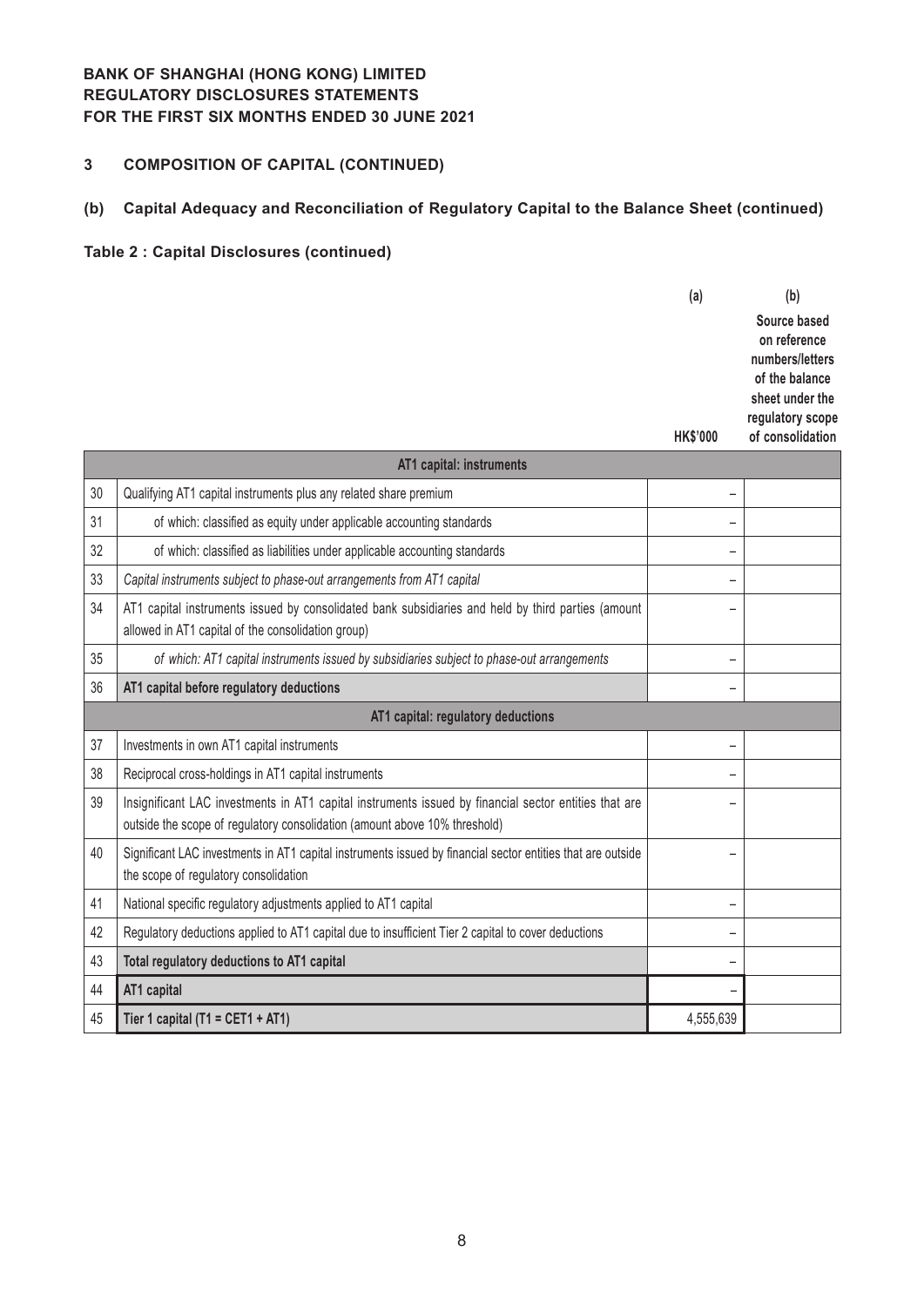**BANK OF SHANGHAI (HONG KONG) LIMITED**
**REGULATORY DISCLOSURES STATEMENTS**
**FOR THE FIRST SIX MONTHS ENDED 30 JUNE 2021**

## 3 COMPOSITION OF CAPITAL (CONTINUED)

### (b) Capital Adequacy and Reconciliation of Regulatory Capital to the Balance Sheet (continued)

**Table 2 : Capital Disclosures (continued)**

| | | (a) HK$'000 | (b) Source based on reference numbers/letters of the balance sheet under the regulatory scope of consolidation |
|---|---|---|---|
| | **AT1 capital: instruments** | | |
| 30 | Qualifying AT1 capital instruments plus any related share premium | – | |
| 31 | of which: classified as equity under applicable accounting standards | – | |
| 32 | of which: classified as liabilities under applicable accounting standards | – | |
| 33 | *Capital instruments subject to phase-out arrangements from AT1 capital* | – | |
| 34 | AT1 capital instruments issued by consolidated bank subsidiaries and held by third parties (amount allowed in AT1 capital of the consolidation group) | – | |
| 35 | *of which: AT1 capital instruments issued by subsidiaries subject to phase-out arrangements* | – | |
| 36 | **AT1 capital before regulatory deductions** | – | |
| | **AT1 capital: regulatory deductions** | | |
| 37 | Investments in own AT1 capital instruments | – | |
| 38 | Reciprocal cross-holdings in AT1 capital instruments | – | |
| 39 | Insignificant LAC investments in AT1 capital instruments issued by financial sector entities that are outside the scope of regulatory consolidation (amount above 10% threshold) | – | |
| 40 | Significant LAC investments in AT1 capital instruments issued by financial sector entities that are outside the scope of regulatory consolidation | – | |
| 41 | National specific regulatory adjustments applied to AT1 capital | – | |
| 42 | Regulatory deductions applied to AT1 capital due to insufficient Tier 2 capital to cover deductions | – | |
| 43 | **Total regulatory deductions to AT1 capital** | – | |
| 44 | **AT1 capital** | – | |
| 45 | **Tier 1 capital (T1 = CET1 + AT1)** | 4,555,639 | |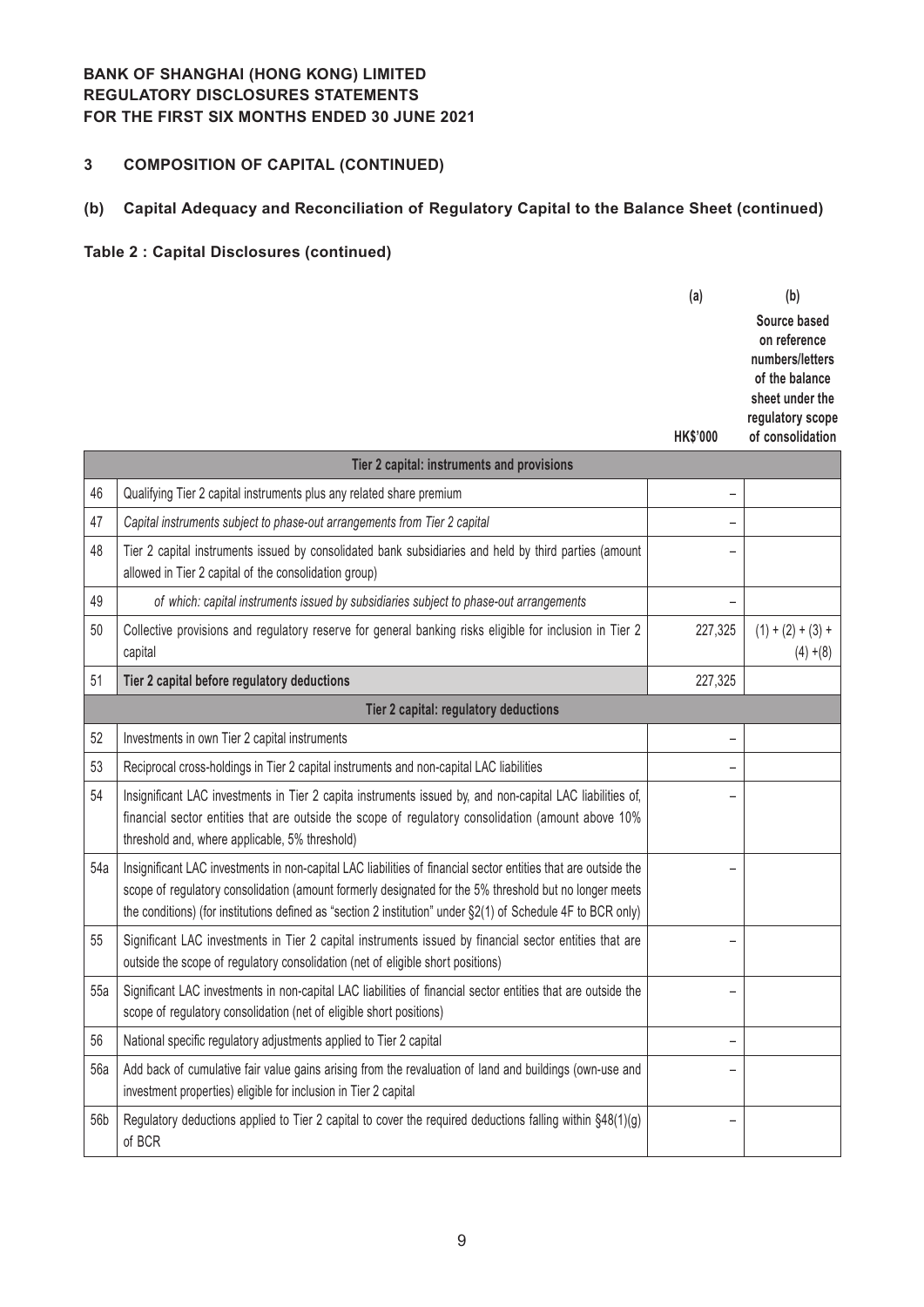**BANK OF SHANGHAI (HONG KONG) LIMITED**
**REGULATORY DISCLOSURES STATEMENTS**
**FOR THE FIRST SIX MONTHS ENDED 30 JUNE 2021**

## 3 COMPOSITION OF CAPITAL (CONTINUED)

### (b) Capital Adequacy and Reconciliation of Regulatory Capital to the Balance Sheet (continued)

#### Table 2 : Capital Disclosures (continued)

| | | (a) HK$'000 | (b) Source based on reference numbers/letters of the balance sheet under the regulatory scope of consolidation |
|---|---|---|---|
| | **Tier 2 capital: instruments and provisions** | | |
| 46 | Qualifying Tier 2 capital instruments plus any related share premium | – | |
| 47 | *Capital instruments subject to phase-out arrangements from Tier 2 capital* | – | |
| 48 | Tier 2 capital instruments issued by consolidated bank subsidiaries and held by third parties (amount allowed in Tier 2 capital of the consolidation group) | – | |
| 49 | *of which: capital instruments issued by subsidiaries subject to phase-out arrangements* | – | |
| 50 | Collective provisions and regulatory reserve for general banking risks eligible for inclusion in Tier 2 capital | 227,325 | (1) + (2) + (3) + (4) +(8) |
| 51 | **Tier 2 capital before regulatory deductions** | 227,325 | |
| | **Tier 2 capital: regulatory deductions** | | |
| 52 | Investments in own Tier 2 capital instruments | – | |
| 53 | Reciprocal cross-holdings in Tier 2 capital instruments and non-capital LAC liabilities | – | |
| 54 | Insignificant LAC investments in Tier 2 capita instruments issued by, and non-capital LAC liabilities of, financial sector entities that are outside the scope of regulatory consolidation (amount above 10% threshold and, where applicable, 5% threshold) | – | |
| 54a | Insignificant LAC investments in non-capital LAC liabilities of financial sector entities that are outside the scope of regulatory consolidation (amount formerly designated for the 5% threshold but no longer meets the conditions) (for institutions defined as "section 2 institution" under §2(1) of Schedule 4F to BCR only) | – | |
| 55 | Significant LAC investments in Tier 2 capital instruments issued by financial sector entities that are outside the scope of regulatory consolidation (net of eligible short positions) | – | |
| 55a | Significant LAC investments in non-capital LAC liabilities of financial sector entities that are outside the scope of regulatory consolidation (net of eligible short positions) | – | |
| 56 | National specific regulatory adjustments applied to Tier 2 capital | – | |
| 56a | Add back of cumulative fair value gains arising from the revaluation of land and buildings (own-use and investment properties) eligible for inclusion in Tier 2 capital | – | |
| 56b | Regulatory deductions applied to Tier 2 capital to cover the required deductions falling within §48(1)(g) of BCR | – | |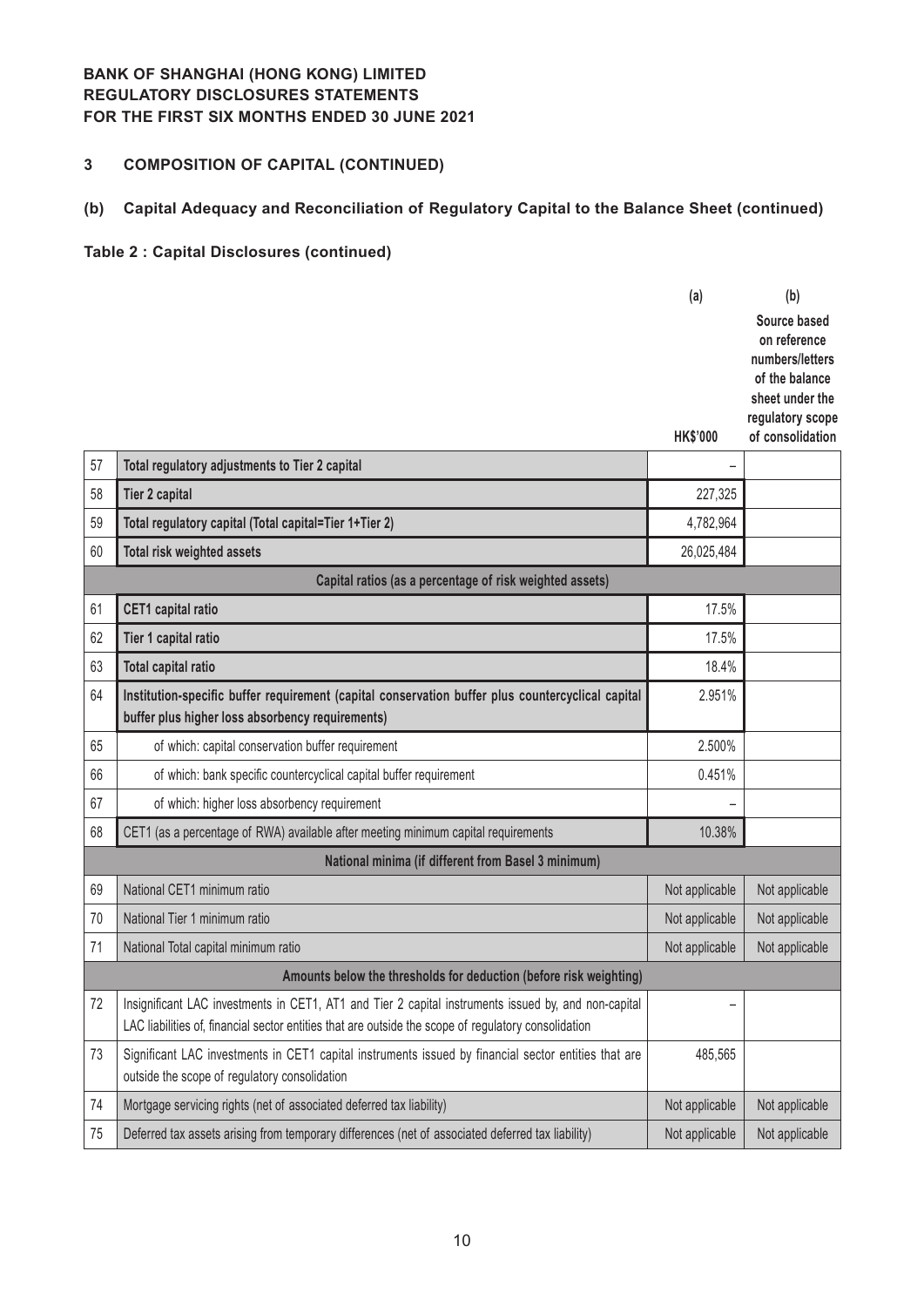**BANK OF SHANGHAI (HONG KONG) LIMITED**
**REGULATORY DISCLOSURES STATEMENTS**
**FOR THE FIRST SIX MONTHS ENDED 30 JUNE 2021**

## 3 COMPOSITION OF CAPITAL (CONTINUED)

### (b) Capital Adequacy and Reconciliation of Regulatory Capital to the Balance Sheet (continued)

**Table 2 : Capital Disclosures (continued)**

| | | (a) HK$'000 | (b) Source based on reference numbers/letters of the balance sheet under the regulatory scope of consolidation |
|---|---|---|---|
| 57 | **Total regulatory adjustments to Tier 2 capital** | – | |
| 58 | **Tier 2 capital** | 227,325 | |
| 59 | **Total regulatory capital (Total capital=Tier 1+Tier 2)** | 4,782,964 | |
| 60 | **Total risk weighted assets** | 26,025,484 | |
| | **Capital ratios (as a percentage of risk weighted assets)** | | |
| 61 | **CET1 capital ratio** | 17.5% | |
| 62 | **Tier 1 capital ratio** | 17.5% | |
| 63 | **Total capital ratio** | 18.4% | |
| 64 | **Institution-specific buffer requirement (capital conservation buffer plus countercyclical capital buffer plus higher loss absorbency requirements)** | 2.951% | |
| 65 | of which: capital conservation buffer requirement | 2.500% | |
| 66 | of which: bank specific countercyclical capital buffer requirement | 0.451% | |
| 67 | of which: higher loss absorbency requirement | – | |
| 68 | CET1 (as a percentage of RWA) available after meeting minimum capital requirements | 10.38% | |
| | **National minima (if different from Basel 3 minimum)** | | |
| 69 | National CET1 minimum ratio | Not applicable | Not applicable |
| 70 | National Tier 1 minimum ratio | Not applicable | Not applicable |
| 71 | National Total capital minimum ratio | Not applicable | Not applicable |
| | **Amounts below the thresholds for deduction (before risk weighting)** | | |
| 72 | Insignificant LAC investments in CET1, AT1 and Tier 2 capital instruments issued by, and non-capital LAC liabilities of, financial sector entities that are outside the scope of regulatory consolidation | – | |
| 73 | Significant LAC investments in CET1 capital instruments issued by financial sector entities that are outside the scope of regulatory consolidation | 485,565 | |
| 74 | Mortgage servicing rights (net of associated deferred tax liability) | Not applicable | Not applicable |
| 75 | Deferred tax assets arising from temporary differences (net of associated deferred tax liability) | Not applicable | Not applicable |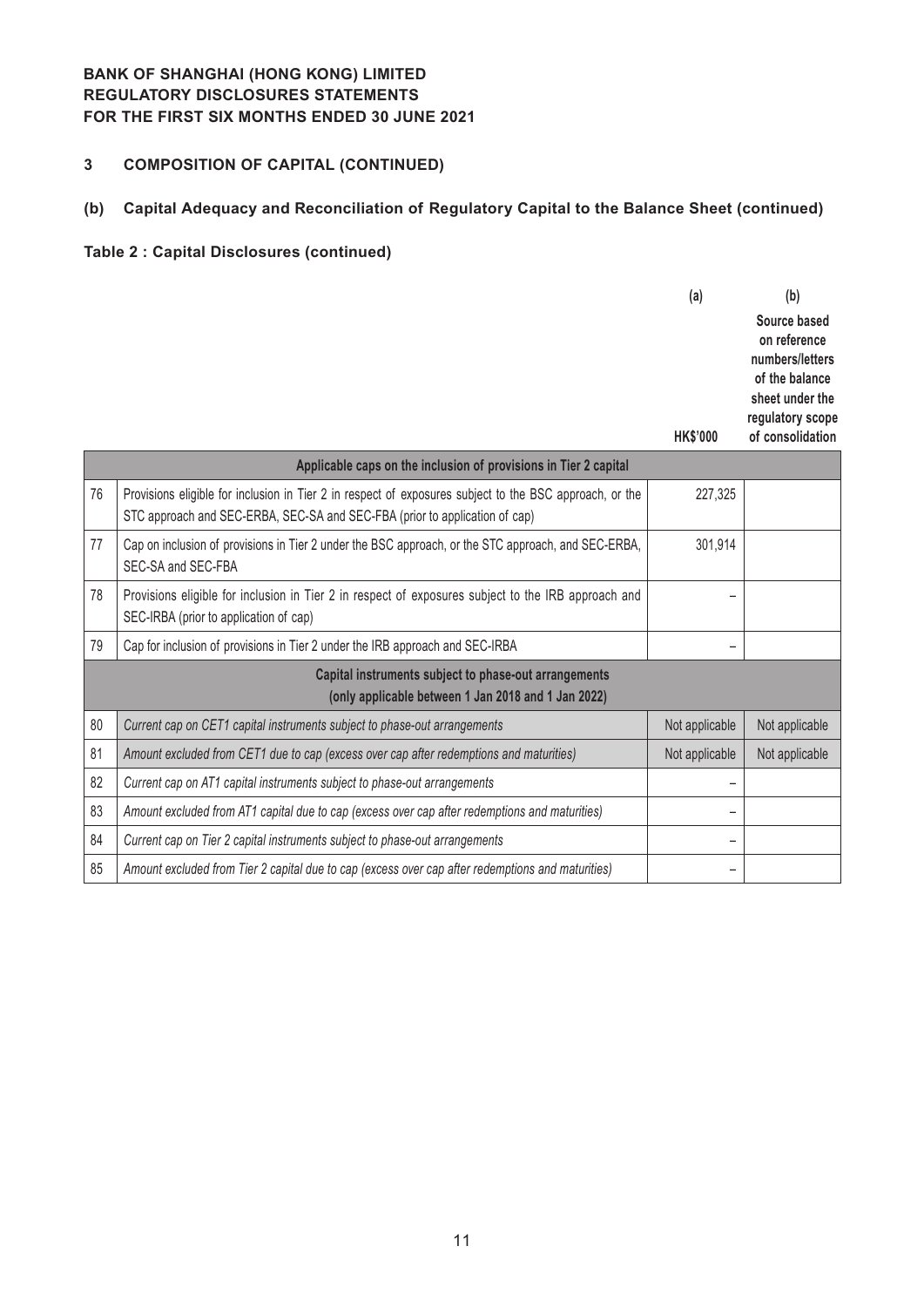**BANK OF SHANGHAI (HONG KONG) LIMITED**
**REGULATORY DISCLOSURES STATEMENTS**
**FOR THE FIRST SIX MONTHS ENDED 30 JUNE 2021**

## 3 COMPOSITION OF CAPITAL (CONTINUED)

### (b) Capital Adequacy and Reconciliation of Regulatory Capital to the Balance Sheet (continued)

**Table 2 : Capital Disclosures (continued)**

| | | (a) HK$'000 | (b) Source based on reference numbers/letters of the balance sheet under the regulatory scope of consolidation |
|---|---|---|---|
| | **Applicable caps on the inclusion of provisions in Tier 2 capital** | | |
| 76 | Provisions eligible for inclusion in Tier 2 in respect of exposures subject to the BSC approach, or the STC approach and SEC-ERBA, SEC-SA and SEC-FBA (prior to application of cap) | 227,325 | |
| 77 | Cap on inclusion of provisions in Tier 2 under the BSC approach, or the STC approach, and SEC-ERBA, SEC-SA and SEC-FBA | 301,914 | |
| 78 | Provisions eligible for inclusion in Tier 2 in respect of exposures subject to the IRB approach and SEC-IRBA (prior to application of cap) | – | |
| 79 | Cap for inclusion of provisions in Tier 2 under the IRB approach and SEC-IRBA | – | |
| | **Capital instruments subject to phase-out arrangements (only applicable between 1 Jan 2018 and 1 Jan 2022)** | | |
| 80 | *Current cap on CET1 capital instruments subject to phase-out arrangements* | Not applicable | Not applicable |
| 81 | *Amount excluded from CET1 due to cap (excess over cap after redemptions and maturities)* | Not applicable | Not applicable |
| 82 | *Current cap on AT1 capital instruments subject to phase-out arrangements* | – | |
| 83 | *Amount excluded from AT1 capital due to cap (excess over cap after redemptions and maturities)* | – | |
| 84 | *Current cap on Tier 2 capital instruments subject to phase-out arrangements* | – | |
| 85 | *Amount excluded from Tier 2 capital due to cap (excess over cap after redemptions and maturities)* | – | |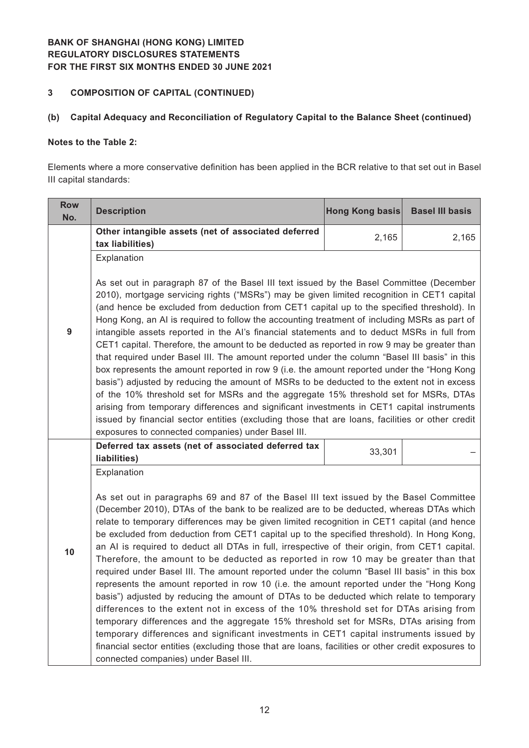**BANK OF SHANGHAI (HONG KONG) LIMITED**
**REGULATORY DISCLOSURES STATEMENTS**
**FOR THE FIRST SIX MONTHS ENDED 30 JUNE 2021**

## 3 COMPOSITION OF CAPITAL (CONTINUED)

### (b) Capital Adequacy and Reconciliation of Regulatory Capital to the Balance Sheet (continued)

**Notes to the Table 2:**

Elements where a more conservative definition has been applied in the BCR relative to that set out in Basel III capital standards:

| Row No. | Description | Hong Kong basis | Basel III basis |
|---|---|---|---|
| 9 | **Other intangible assets (net of associated deferred tax liabilities)** | 2,165 | 2,165 |
| | Explanation<br><br>As set out in paragraph 87 of the Basel III text issued by the Basel Committee (December 2010), mortgage servicing rights ("MSRs") may be given limited recognition in CET1 capital (and hence be excluded from deduction from CET1 capital up to the specified threshold). In Hong Kong, an AI is required to follow the accounting treatment of including MSRs as part of intangible assets reported in the AI's financial statements and to deduct MSRs in full from CET1 capital. Therefore, the amount to be deducted as reported in row 9 may be greater than that required under Basel III. The amount reported under the column "Basel III basis" in this box represents the amount reported in row 9 (i.e. the amount reported under the "Hong Kong basis") adjusted by reducing the amount of MSRs to be deducted to the extent not in excess of the 10% threshold set for MSRs and the aggregate 15% threshold set for MSRs, DTAs arising from temporary differences and significant investments in CET1 capital instruments issued by financial sector entities (excluding those that are loans, facilities or other credit exposures to connected companies) under Basel III. | | |
| 10 | **Deferred tax assets (net of associated deferred tax liabilities)** | 33,301 | – |
| | Explanation<br><br>As set out in paragraphs 69 and 87 of the Basel III text issued by the Basel Committee (December 2010), DTAs of the bank to be realized are to be deducted, whereas DTAs which relate to temporary differences may be given limited recognition in CET1 capital (and hence be excluded from deduction from CET1 capital up to the specified threshold). In Hong Kong, an AI is required to deduct all DTAs in full, irrespective of their origin, from CET1 capital. Therefore, the amount to be deducted as reported in row 10 may be greater than that required under Basel III. The amount reported under the column "Basel III basis" in this box represents the amount reported in row 10 (i.e. the amount reported under the "Hong Kong basis") adjusted by reducing the amount of DTAs to be deducted which relate to temporary differences to the extent not in excess of the 10% threshold set for DTAs arising from temporary differences and the aggregate 15% threshold set for MSRs, DTAs arising from temporary differences and significant investments in CET1 capital instruments issued by financial sector entities (excluding those that are loans, facilities or other credit exposures to connected companies) under Basel III. | | |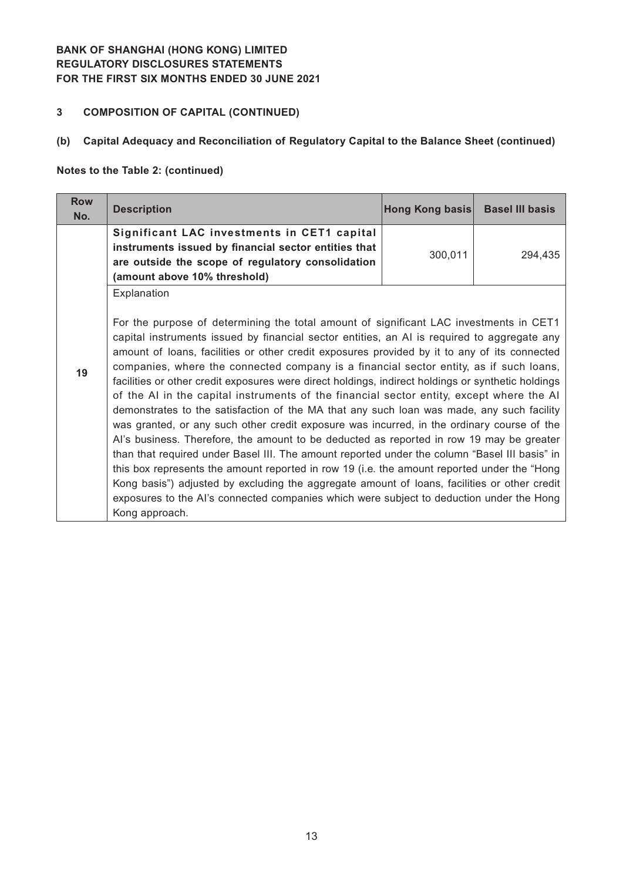## 3 COMPOSITION OF CAPITAL (CONTINUED)

### (b) Capital Adequacy and Reconciliation of Regulatory Capital to the Balance Sheet (continued)

**Notes to the Table 2: (continued)**

| Row No. | Description | Hong Kong basis | Basel III basis |
|---|---|---|---|
| 19 | **Significant LAC investments in CET1 capital instruments issued by financial sector entities that are outside the scope of regulatory consolidation (amount above 10% threshold)** | 300,011 | 294,435 |
| | Explanation<br><br>For the purpose of determining the total amount of significant LAC investments in CET1 capital instruments issued by financial sector entities, an AI is required to aggregate any amount of loans, facilities or other credit exposures provided by it to any of its connected companies, where the connected company is a financial sector entity, as if such loans, facilities or other credit exposures were direct holdings, indirect holdings or synthetic holdings of the AI in the capital instruments of the financial sector entity, except where the AI demonstrates to the satisfaction of the MA that any such loan was made, any such facility was granted, or any such other credit exposure was incurred, in the ordinary course of the AI's business. Therefore, the amount to be deducted as reported in row 19 may be greater than that required under Basel III. The amount reported under the column "Basel III basis" in this box represents the amount reported in row 19 (i.e. the amount reported under the "Hong Kong basis") adjusted by excluding the aggregate amount of loans, facilities or other credit exposures to the AI's connected companies which were subject to deduction under the Hong Kong approach. | | |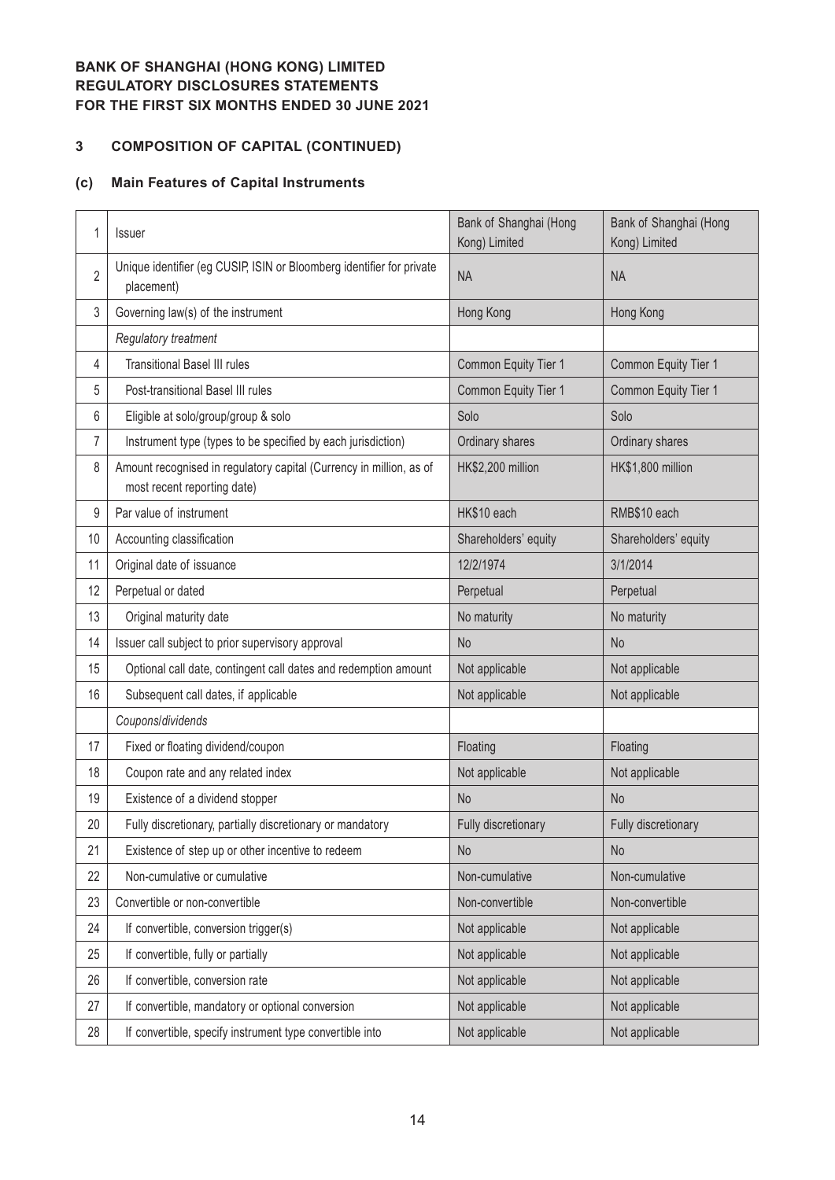**BANK OF SHANGHAI (HONG KONG) LIMITED**
**REGULATORY DISCLOSURES STATEMENTS**
**FOR THE FIRST SIX MONTHS ENDED 30 JUNE 2021**

## 3 COMPOSITION OF CAPITAL (CONTINUED)

### (c) Main Features of Capital Instruments

| | | | |
|---|---|---|---|
| 1 | Issuer | Bank of Shanghai (Hong Kong) Limited | Bank of Shanghai (Hong Kong) Limited |
| 2 | Unique identifier (eg CUSIP, ISIN or Bloomberg identifier for private placement) | NA | NA |
| 3 | Governing law(s) of the instrument | Hong Kong | Hong Kong |
| | *Regulatory treatment* | | |
| 4 | Transitional Basel III rules | Common Equity Tier 1 | Common Equity Tier 1 |
| 5 | Post-transitional Basel III rules | Common Equity Tier 1 | Common Equity Tier 1 |
| 6 | Eligible at solo/group/group & solo | Solo | Solo |
| 7 | Instrument type (types to be specified by each jurisdiction) | Ordinary shares | Ordinary shares |
| 8 | Amount recognised in regulatory capital (Currency in million, as of most recent reporting date) | HK$2,200 million | HK$1,800 million |
| 9 | Par value of instrument | HK$10 each | RMB$10 each |
| 10 | Accounting classification | Shareholders' equity | Shareholders' equity |
| 11 | Original date of issuance | 12/2/1974 | 3/1/2014 |
| 12 | Perpetual or dated | Perpetual | Perpetual |
| 13 | Original maturity date | No maturity | No maturity |
| 14 | Issuer call subject to prior supervisory approval | No | No |
| 15 | Optional call date, contingent call dates and redemption amount | Not applicable | Not applicable |
| 16 | Subsequent call dates, if applicable | Not applicable | Not applicable |
| | *Coupons/dividends* | | |
| 17 | Fixed or floating dividend/coupon | Floating | Floating |
| 18 | Coupon rate and any related index | Not applicable | Not applicable |
| 19 | Existence of a dividend stopper | No | No |
| 20 | Fully discretionary, partially discretionary or mandatory | Fully discretionary | Fully discretionary |
| 21 | Existence of step up or other incentive to redeem | No | No |
| 22 | Non-cumulative or cumulative | Non-cumulative | Non-cumulative |
| 23 | Convertible or non-convertible | Non-convertible | Non-convertible |
| 24 | If convertible, conversion trigger(s) | Not applicable | Not applicable |
| 25 | If convertible, fully or partially | Not applicable | Not applicable |
| 26 | If convertible, conversion rate | Not applicable | Not applicable |
| 27 | If convertible, mandatory or optional conversion | Not applicable | Not applicable |
| 28 | If convertible, specify instrument type convertible into | Not applicable | Not applicable |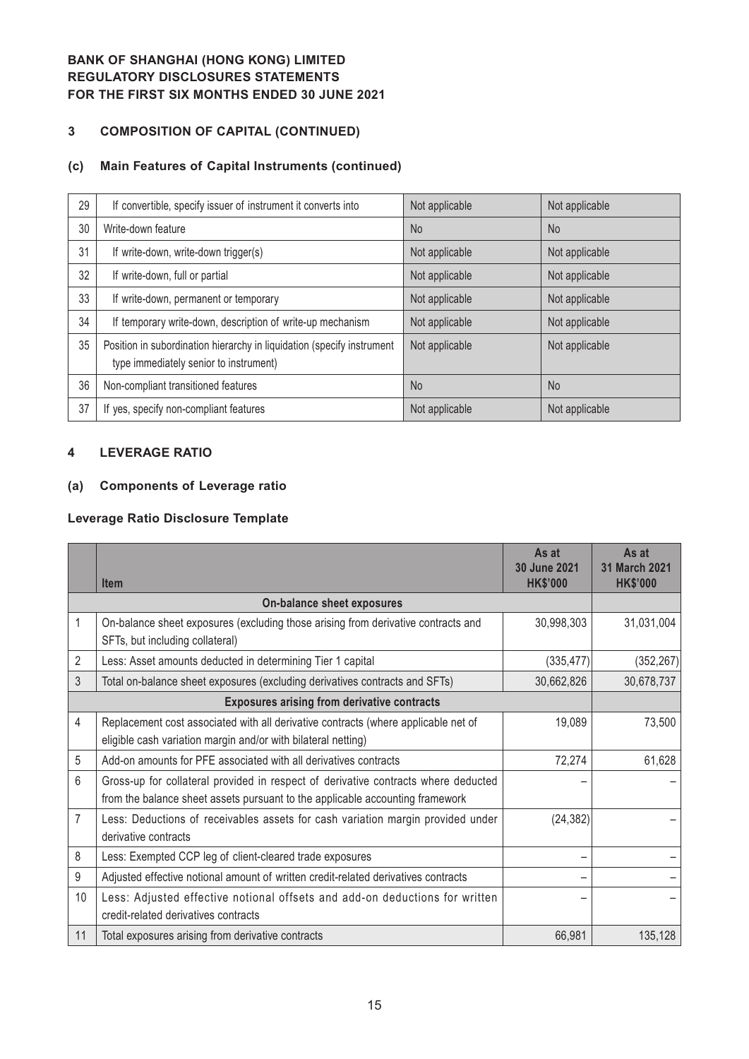## 3 COMPOSITION OF CAPITAL (CONTINUED)

### (c) Main Features of Capital Instruments (continued)

| | | | |
|---|---|---|---|
| 29 | If convertible, specify issuer of instrument it converts into | Not applicable | Not applicable |
| 30 | Write-down feature | No | No |
| 31 | If write-down, write-down trigger(s) | Not applicable | Not applicable |
| 32 | If write-down, full or partial | Not applicable | Not applicable |
| 33 | If write-down, permanent or temporary | Not applicable | Not applicable |
| 34 | If temporary write-down, description of write-up mechanism | Not applicable | Not applicable |
| 35 | Position in subordination hierarchy in liquidation (specify instrument type immediately senior to instrument) | Not applicable | Not applicable |
| 36 | Non-compliant transitioned features | No | No |
| 37 | If yes, specify non-compliant features | Not applicable | Not applicable |

## 4 LEVERAGE RATIO

### (a) Components of Leverage ratio

**Leverage Ratio Disclosure Template**

| | Item | As at 30 June 2021 HK$'000 | As at 31 March 2021 HK$'000 |
|---|---|---|---|
| | **On-balance sheet exposures** | | |
| 1 | On-balance sheet exposures (excluding those arising from derivative contracts and SFTs, but including collateral) | 30,998,303 | 31,031,004 |
| 2 | Less: Asset amounts deducted in determining Tier 1 capital | (335,477) | (352,267) |
| 3 | Total on-balance sheet exposures (excluding derivatives contracts and SFTs) | 30,662,826 | 30,678,737 |
| | **Exposures arising from derivative contracts** | | |
| 4 | Replacement cost associated with all derivative contracts (where applicable net of eligible cash variation margin and/or with bilateral netting) | 19,089 | 73,500 |
| 5 | Add-on amounts for PFE associated with all derivatives contracts | 72,274 | 61,628 |
| 6 | Gross-up for collateral provided in respect of derivative contracts where deducted from the balance sheet assets pursuant to the applicable accounting framework | – | – |
| 7 | Less: Deductions of receivables assets for cash variation margin provided under derivative contracts | (24,382) | – |
| 8 | Less: Exempted CCP leg of client-cleared trade exposures | – | – |
| 9 | Adjusted effective notional amount of written credit-related derivatives contracts | – | – |
| 10 | Less: Adjusted effective notional offsets and add-on deductions for written credit-related derivatives contracts | – | – |
| 11 | Total exposures arising from derivative contracts | 66,981 | 135,128 |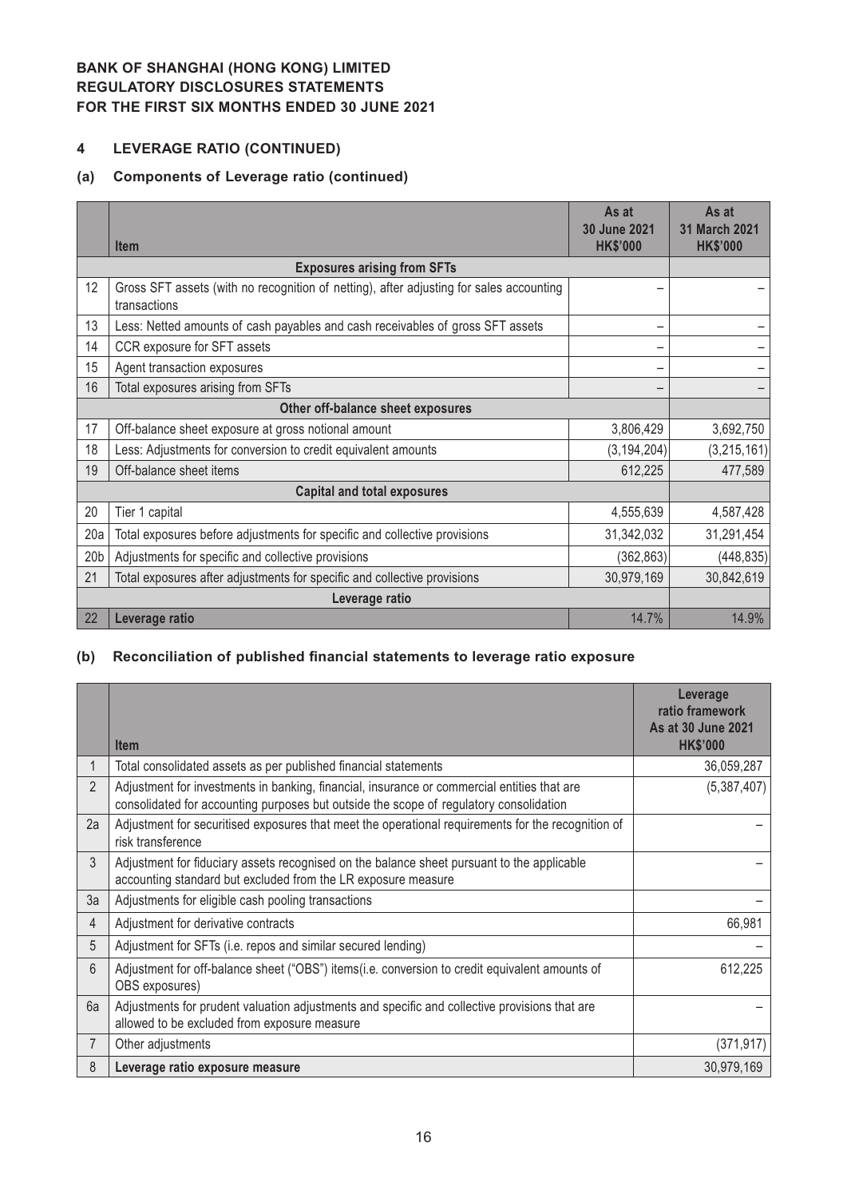**BANK OF SHANGHAI (HONG KONG) LIMITED**
**REGULATORY DISCLOSURES STATEMENTS**
**FOR THE FIRST SIX MONTHS ENDED 30 JUNE 2021**

## 4 LEVERAGE RATIO (CONTINUED)

### (a) Components of Leverage ratio (continued)

| | Item | As at 30 June 2021 HK$'000 | As at 31 March 2021 HK$'000 |
|---|---|---|---|
| | **Exposures arising from SFTs** | | |
| 12 | Gross SFT assets (with no recognition of netting), after adjusting for sales accounting transactions | – | – |
| 13 | Less: Netted amounts of cash payables and cash receivables of gross SFT assets | – | – |
| 14 | CCR exposure for SFT assets | – | – |
| 15 | Agent transaction exposures | – | – |
| 16 | Total exposures arising from SFTs | – | – |
| | **Other off-balance sheet exposures** | | |
| 17 | Off-balance sheet exposure at gross notional amount | 3,806,429 | 3,692,750 |
| 18 | Less: Adjustments for conversion to credit equivalent amounts | (3,194,204) | (3,215,161) |
| 19 | Off-balance sheet items | 612,225 | 477,589 |
| | **Capital and total exposures** | | |
| 20 | Tier 1 capital | 4,555,639 | 4,587,428 |
| 20a | Total exposures before adjustments for specific and collective provisions | 31,342,032 | 31,291,454 |
| 20b | Adjustments for specific and collective provisions | (362,863) | (448,835) |
| 21 | Total exposures after adjustments for specific and collective provisions | 30,979,169 | 30,842,619 |
| | **Leverage ratio** | | |
| 22 | **Leverage ratio** | 14.7% | 14.9% |

### (b) Reconciliation of published financial statements to leverage ratio exposure

| | Item | Leverage ratio framework As at 30 June 2021 HK$'000 |
|---|---|---|
| 1 | Total consolidated assets as per published financial statements | 36,059,287 |
| 2 | Adjustment for investments in banking, financial, insurance or commercial entities that are consolidated for accounting purposes but outside the scope of regulatory consolidation | (5,387,407) |
| 2a | Adjustment for securitised exposures that meet the operational requirements for the recognition of risk transference | – |
| 3 | Adjustment for fiduciary assets recognised on the balance sheet pursuant to the applicable accounting standard but excluded from the LR exposure measure | – |
| 3a | Adjustments for eligible cash pooling transactions | – |
| 4 | Adjustment for derivative contracts | 66,981 |
| 5 | Adjustment for SFTs (i.e. repos and similar secured lending) | – |
| 6 | Adjustment for off-balance sheet ("OBS") items(i.e. conversion to credit equivalent amounts of OBS exposures) | 612,225 |
| 6a | Adjustments for prudent valuation adjustments and specific and collective provisions that are allowed to be excluded from exposure measure | – |
| 7 | Other adjustments | (371,917) |
| 8 | **Leverage ratio exposure measure** | 30,979,169 |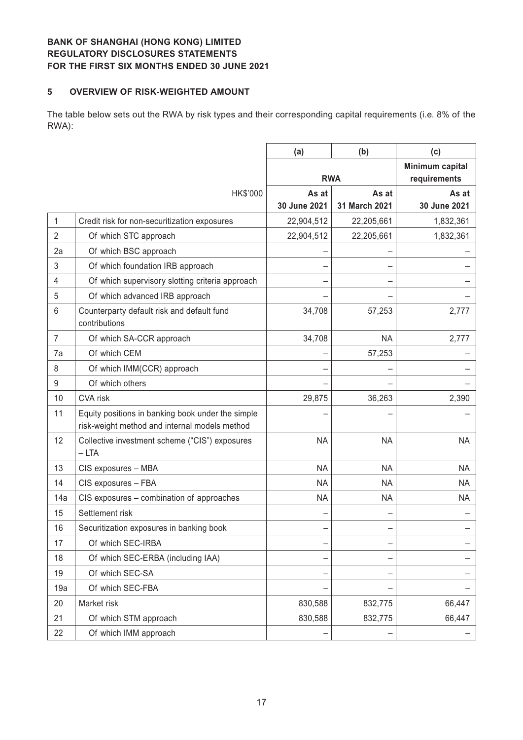**BANK OF SHANGHAI (HONG KONG) LIMITED**
**REGULATORY DISCLOSURES STATEMENTS**
**FOR THE FIRST SIX MONTHS ENDED 30 JUNE 2021**

## 5 OVERVIEW OF RISK-WEIGHTED AMOUNT

The table below sets out the RWA by risk types and their corresponding capital requirements (i.e. 8% of the RWA):

| | | (a) | (b) | (c) |
|---|---|---|---|---|
| | | **RWA** | | **Minimum capital requirements** |
| | HK$'000 | **As at 30 June 2021** | **As at 31 March 2021** | **As at 30 June 2021** |
| 1 | Credit risk for non-securitization exposures | 22,904,512 | 22,205,661 | 1,832,361 |
| 2 | Of which STC approach | 22,904,512 | 22,205,661 | 1,832,361 |
| 2a | Of which BSC approach | – | – | – |
| 3 | Of which foundation IRB approach | – | – | – |
| 4 | Of which supervisory slotting criteria approach | – | – | – |
| 5 | Of which advanced IRB approach | – | – | – |
| 6 | Counterparty default risk and default fund contributions | 34,708 | 57,253 | 2,777 |
| 7 | Of which SA-CCR approach | 34,708 | NA | 2,777 |
| 7a | Of which CEM | – | 57,253 | – |
| 8 | Of which IMM(CCR) approach | – | – | – |
| 9 | Of which others | – | – | – |
| 10 | CVA risk | 29,875 | 36,263 | 2,390 |
| 11 | Equity positions in banking book under the simple risk-weight method and internal models method | – | – | – |
| 12 | Collective investment scheme ("CIS") exposures – LTA | NA | NA | NA |
| 13 | CIS exposures – MBA | NA | NA | NA |
| 14 | CIS exposures – FBA | NA | NA | NA |
| 14a | CIS exposures – combination of approaches | NA | NA | NA |
| 15 | Settlement risk | – | – | – |
| 16 | Securitization exposures in banking book | – | – | – |
| 17 | Of which SEC-IRBA | – | – | – |
| 18 | Of which SEC-ERBA (including IAA) | – | – | – |
| 19 | Of which SEC-SA | – | – | – |
| 19a | Of which SEC-FBA | – | – | – |
| 20 | Market risk | 830,588 | 832,775 | 66,447 |
| 21 | Of which STM approach | 830,588 | 832,775 | 66,447 |
| 22 | Of which IMM approach | – | – | – |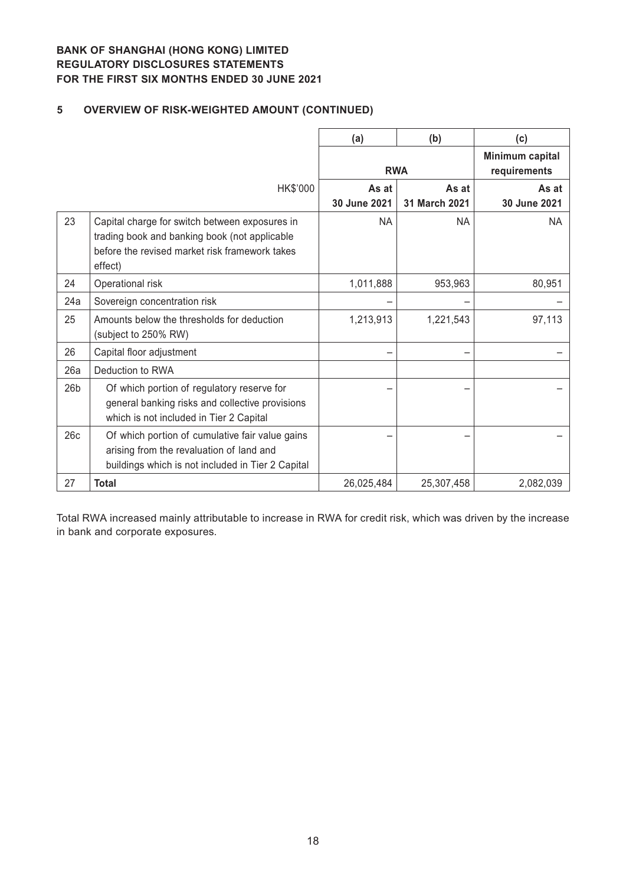**BANK OF SHANGHAI (HONG KONG) LIMITED**
**REGULATORY DISCLOSURES STATEMENTS**
**FOR THE FIRST SIX MONTHS ENDED 30 JUNE 2021**

## 5 OVERVIEW OF RISK-WEIGHTED AMOUNT (CONTINUED)

| | | (a) | (b) | (c) |
|---|---|---|---|---|
| | | **RWA** | | **Minimum capital requirements** |
| | HK$'000 | **As at 30 June 2021** | **As at 31 March 2021** | **As at 30 June 2021** |
| 23 | Capital charge for switch between exposures in trading book and banking book (not applicable before the revised market risk framework takes effect) | NA | NA | NA |
| 24 | Operational risk | 1,011,888 | 953,963 | 80,951 |
| 24a | Sovereign concentration risk | – | – | – |
| 25 | Amounts below the thresholds for deduction (subject to 250% RW) | 1,213,913 | 1,221,543 | 97,113 |
| 26 | Capital floor adjustment | – | – | – |
| 26a | Deduction to RWA | | | |
| 26b | Of which portion of regulatory reserve for general banking risks and collective provisions which is not included in Tier 2 Capital | – | – | – |
| 26c | Of which portion of cumulative fair value gains arising from the revaluation of land and buildings which is not included in Tier 2 Capital | – | – | – |
| 27 | **Total** | 26,025,484 | 25,307,458 | 2,082,039 |

Total RWA increased mainly attributable to increase in RWA for credit risk, which was driven by the increase in bank and corporate exposures.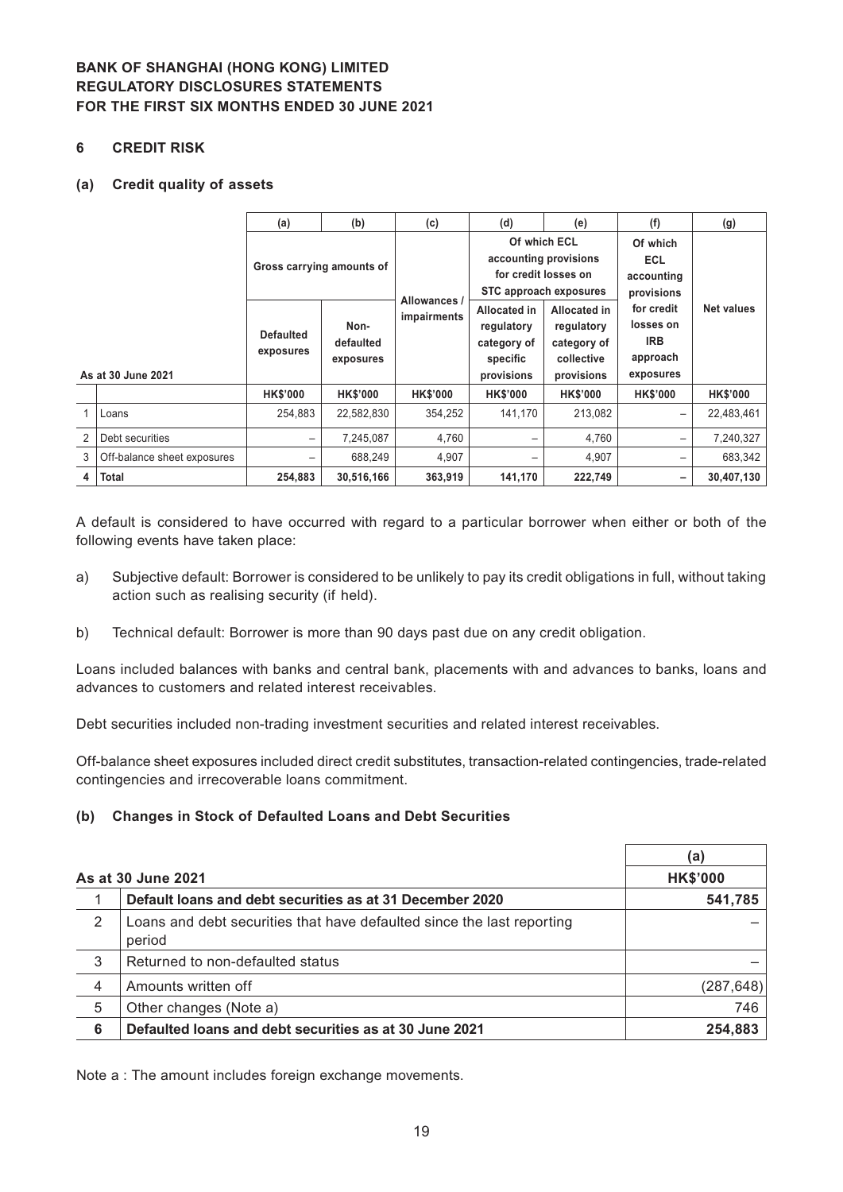**BANK OF SHANGHAI (HONG KONG) LIMITED**
**REGULATORY DISCLOSURES STATEMENTS**
**FOR THE FIRST SIX MONTHS ENDED 30 JUNE 2021**

## 6 CREDIT RISK

### (a) Credit quality of assets

| | | (a) | (b) | (c) | (d) | (e) | (f) | (g) |
|---|---|---|---|---|---|---|---|---|
| | | Gross carrying amounts of | | Allowances / impairments | Of which ECL accounting provisions for credit losses on STC approach exposures | | Of which ECL accounting provisions for credit losses on IRB approach exposures | Net values |
| | **As at 30 June 2021** | Defaulted exposures | Non-defaulted exposures | | Allocated in regulatory category of specific provisions | Allocated in regulatory category of collective provisions | | |
| | | **HK$'000** | **HK$'000** | **HK$'000** | **HK$'000** | **HK$'000** | **HK$'000** | **HK$'000** |
| 1 | Loans | 254,883 | 22,582,830 | 354,252 | 141,170 | 213,082 | – | 22,483,461 |
| 2 | Debt securities | – | 7,245,087 | 4,760 | – | 4,760 | – | 7,240,327 |
| 3 | Off-balance sheet exposures | – | 688,249 | 4,907 | – | 4,907 | – | 683,342 |
| 4 | **Total** | **254,883** | **30,516,166** | **363,919** | **141,170** | **222,749** | **–** | **30,407,130** |

A default is considered to have occurred with regard to a particular borrower when either or both of the following events have taken place:

a) Subjective default: Borrower is considered to be unlikely to pay its credit obligations in full, without taking action such as realising security (if held).

b) Technical default: Borrower is more than 90 days past due on any credit obligation.

Loans included balances with banks and central bank, placements with and advances to banks, loans and advances to customers and related interest receivables.

Debt securities included non-trading investment securities and related interest receivables.

Off-balance sheet exposures included direct credit substitutes, transaction-related contingencies, trade-related contingencies and irrecoverable loans commitment.

### (b) Changes in Stock of Defaulted Loans and Debt Securities

| | | (a) |
|---|---|---|
| | **As at 30 June 2021** | **HK$'000** |
| 1 | **Default loans and debt securities as at 31 December 2020** | **541,785** |
| 2 | Loans and debt securities that have defaulted since the last reporting period | – |
| 3 | Returned to non-defaulted status | – |
| 4 | Amounts written off | (287,648) |
| 5 | Other changes (Note a) | 746 |
| 6 | **Defaulted loans and debt securities as at 30 June 2021** | **254,883** |

Note a : The amount includes foreign exchange movements.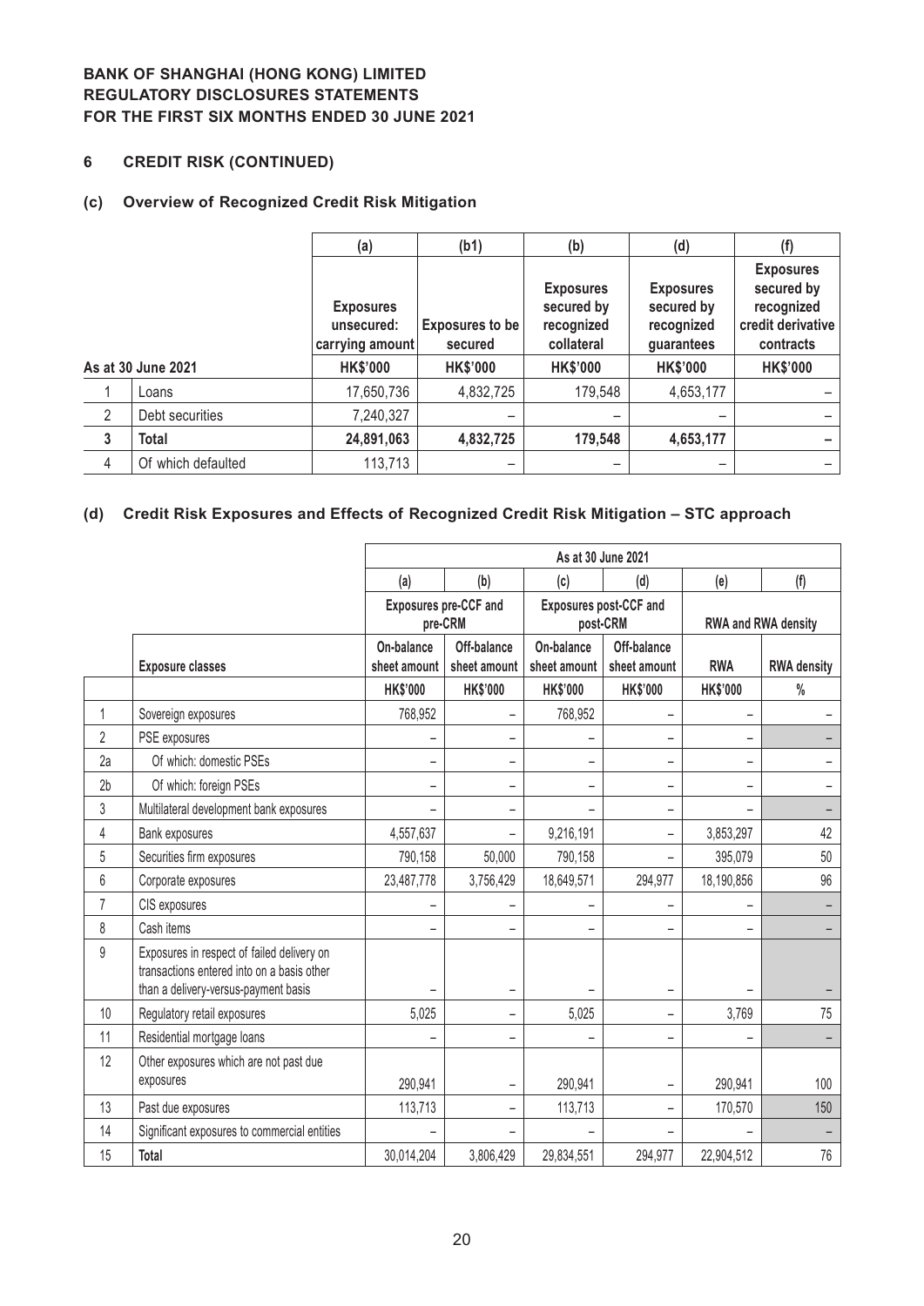**BANK OF SHANGHAI (HONG KONG) LIMITED**
**REGULATORY DISCLOSURES STATEMENTS**
**FOR THE FIRST SIX MONTHS ENDED 30 JUNE 2021**

## 6 CREDIT RISK (CONTINUED)

### (c) Overview of Recognized Credit Risk Mitigation

| | | (a) | (b1) | (b) | (d) | (f) |
|---|---|---|---|---|---|---|
| | | Exposures unsecured: carrying amount | Exposures to be secured | Exposures secured by recognized collateral | Exposures secured by recognized guarantees | Exposures secured by recognized credit derivative contracts |
| **As at 30 June 2021** | | **HK$'000** | **HK$'000** | **HK$'000** | **HK$'000** | **HK$'000** |
| 1 | Loans | 17,650,736 | 4,832,725 | 179,548 | 4,653,177 | – |
| 2 | Debt securities | 7,240,327 | – | – | – | – |
| **3** | **Total** | **24,891,063** | **4,832,725** | **179,548** | **4,653,177** | **–** |
| 4 | Of which defaulted | 113,713 | – | – | – | – |

### (d) Credit Risk Exposures and Effects of Recognized Credit Risk Mitigation – STC approach

| | | As at 30 June 2021 | | | | | |
|---|---|---|---|---|---|---|---|
| | | (a) | (b) | (c) | (d) | (e) | (f) |
| | | Exposures pre-CCF and pre-CRM | | Exposures post-CCF and post-CRM | | RWA and RWA density | |
| | Exposure classes | On-balance sheet amount | Off-balance sheet amount | On-balance sheet amount | Off-balance sheet amount | RWA | RWA density |
| | | HK$'000 | HK$'000 | HK$'000 | HK$'000 | HK$'000 | % |
| 1 | Sovereign exposures | 768,952 | – | 768,952 | – | – | – |
| 2 | PSE exposures | – | – | – | – | – | – |
| 2a | Of which: domestic PSEs | – | – | – | – | – | – |
| 2b | Of which: foreign PSEs | – | – | – | – | – | – |
| 3 | Multilateral development bank exposures | – | – | – | – | – | – |
| 4 | Bank exposures | 4,557,637 | – | 9,216,191 | – | 3,853,297 | 42 |
| 5 | Securities firm exposures | 790,158 | 50,000 | 790,158 | – | 395,079 | 50 |
| 6 | Corporate exposures | 23,487,778 | 3,756,429 | 18,649,571 | 294,977 | 18,190,856 | 96 |
| 7 | CIS exposures | – | – | – | – | – | – |
| 8 | Cash items | – | – | – | – | – | – |
| 9 | Exposures in respect of failed delivery on transactions entered into on a basis other than a delivery-versus-payment basis | – | – | – | – | – | – |
| 10 | Regulatory retail exposures | 5,025 | – | 5,025 | – | 3,769 | 75 |
| 11 | Residential mortgage loans | – | – | – | – | – | – |
| 12 | Other exposures which are not past due exposures | 290,941 | – | 290,941 | – | 290,941 | 100 |
| 13 | Past due exposures | 113,713 | – | 113,713 | – | 170,570 | 150 |
| 14 | Significant exposures to commercial entities | – | – | – | – | – | – |
| 15 | **Total** | 30,014,204 | 3,806,429 | 29,834,551 | 294,977 | 22,904,512 | 76 |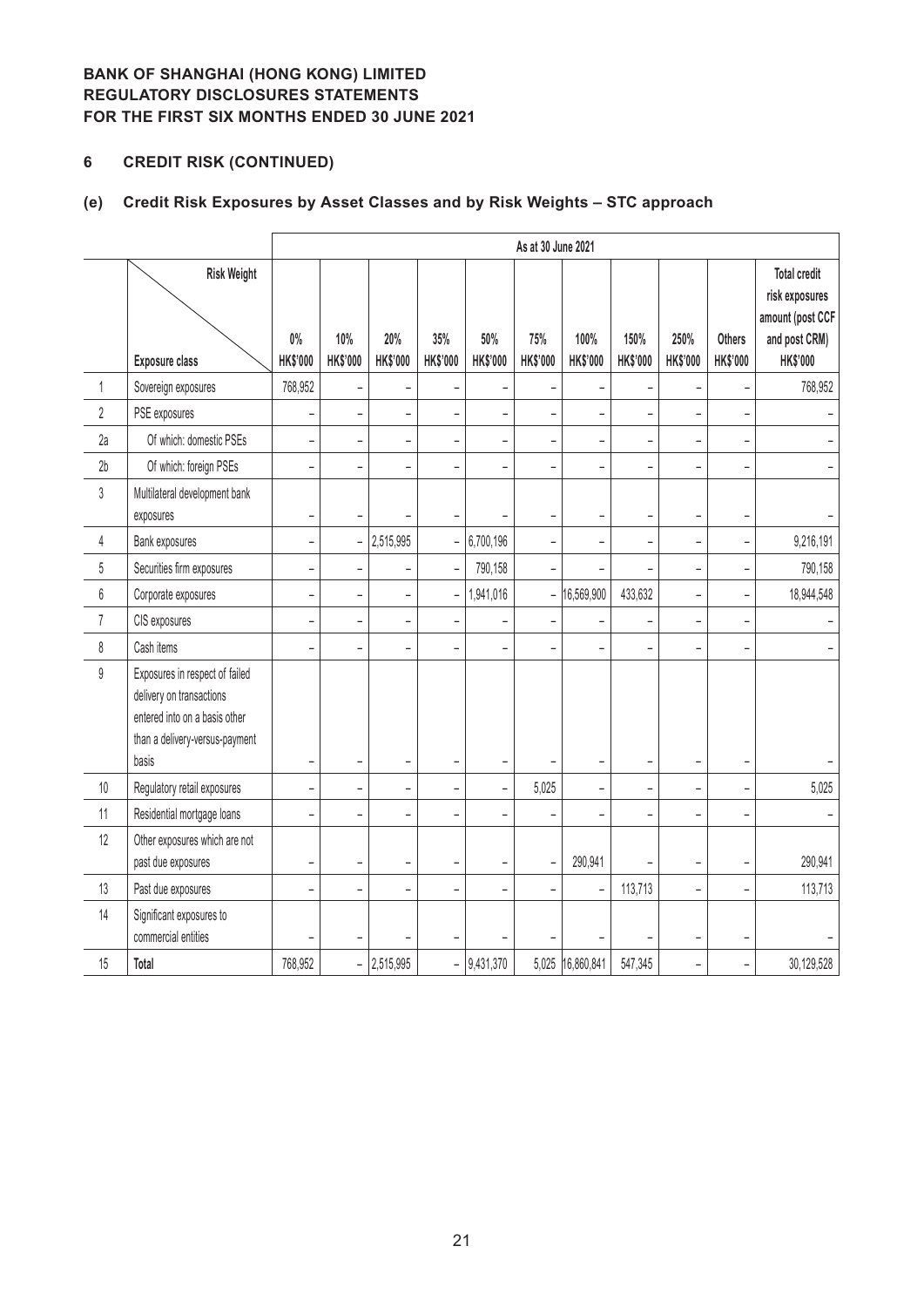**BANK OF SHANGHAI (HONG KONG) LIMITED**
**REGULATORY DISCLOSURES STATEMENTS**
**FOR THE FIRST SIX MONTHS ENDED 30 JUNE 2021**

## 6 CREDIT RISK (CONTINUED)

### (e) Credit Risk Exposures by Asset Classes and by Risk Weights – STC approach

| | | As at 30 June 2021 | | | | | | | | | | |
|---|---|---|---|---|---|---|---|---|---|---|---|---|
| | Risk Weight / Exposure class | 0% HK$'000 | 10% HK$'000 | 20% HK$'000 | 35% HK$'000 | 50% HK$'000 | 75% HK$'000 | 100% HK$'000 | 150% HK$'000 | 250% HK$'000 | Others HK$'000 | Total credit risk exposures amount (post CCF and post CRM) HK$'000 |
| 1 | Sovereign exposures | 768,952 | – | – | – | – | – | – | – | – | – | 768,952 |
| 2 | PSE exposures | – | – | – | – | – | – | – | – | – | – | – |
| 2a | Of which: domestic PSEs | – | – | – | – | – | – | – | – | – | – | – |
| 2b | Of which: foreign PSEs | – | – | – | – | – | – | – | – | – | – | – |
| 3 | Multilateral development bank exposures | – | – | – | – | – | – | – | – | – | – | – |
| 4 | Bank exposures | – | – | 2,515,995 | – | 6,700,196 | – | – | – | – | – | 9,216,191 |
| 5 | Securities firm exposures | – | – | – | – | 790,158 | – | – | – | – | – | 790,158 |
| 6 | Corporate exposures | – | – | – | – | 1,941,016 | – | 16,569,900 | 433,632 | – | – | 18,944,548 |
| 7 | CIS exposures | – | – | – | – | – | – | – | – | – | – | – |
| 8 | Cash items | – | – | – | – | – | – | – | – | – | – | – |
| 9 | Exposures in respect of failed delivery on transactions entered into on a basis other than a delivery-versus-payment basis | – | – | – | – | – | – | – | – | – | – | – |
| 10 | Regulatory retail exposures | – | – | – | – | – | 5,025 | – | – | – | – | 5,025 |
| 11 | Residential mortgage loans | – | – | – | – | – | – | – | – | – | – | – |
| 12 | Other exposures which are not past due exposures | – | – | – | – | – | – | 290,941 | – | – | – | 290,941 |
| 13 | Past due exposures | – | – | – | – | – | – | – | 113,713 | – | – | 113,713 |
| 14 | Significant exposures to commercial entities | – | – | – | – | – | – | – | – | – | – | – |
| 15 | **Total** | 768,952 | – | 2,515,995 | – | 9,431,370 | 5,025 | 16,860,841 | 547,345 | – | – | 30,129,528 |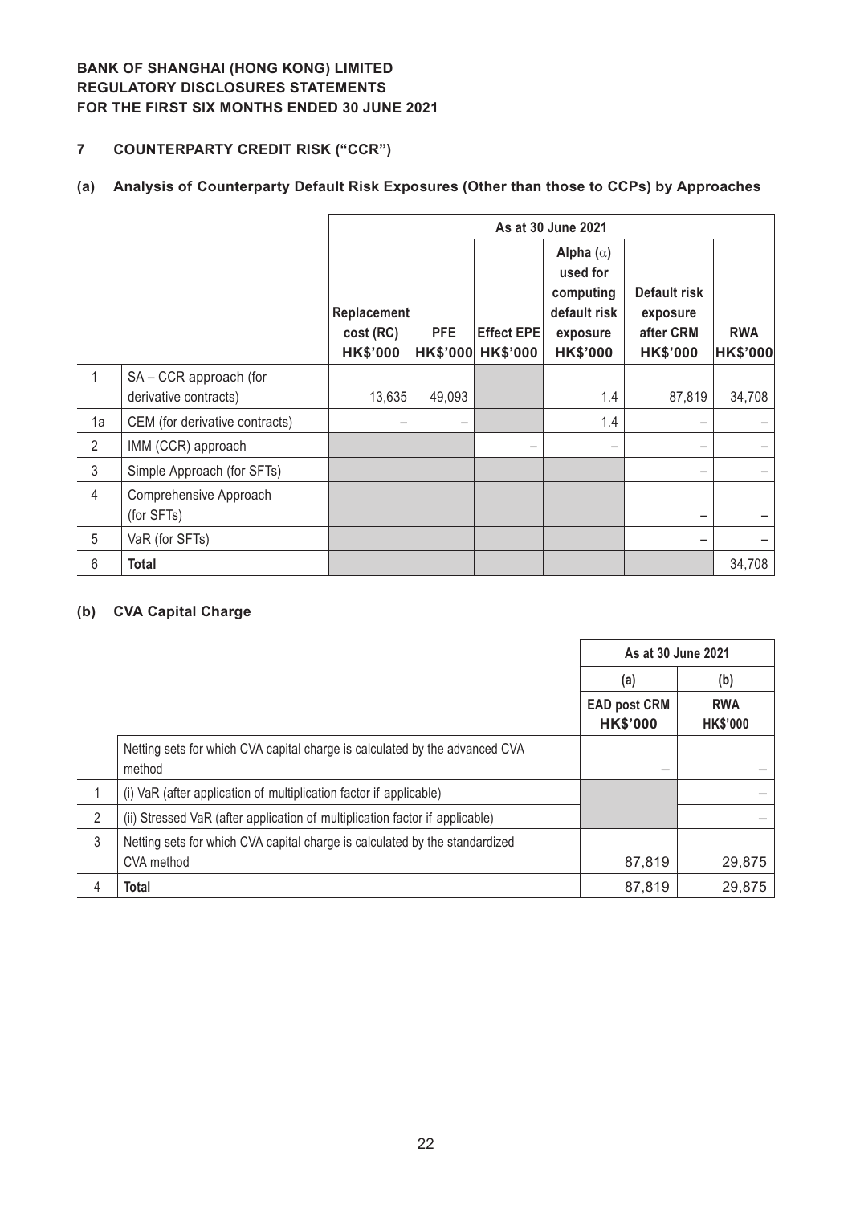**BANK OF SHANGHAI (HONG KONG) LIMITED**
**REGULATORY DISCLOSURES STATEMENTS**
**FOR THE FIRST SIX MONTHS ENDED 30 JUNE 2021**

## 7 COUNTERPARTY CREDIT RISK ("CCR")

### (a) Analysis of Counterparty Default Risk Exposures (Other than those to CCPs) by Approaches

| | | As at 30 June 2021 | | | | | |
|---|---|---|---|---|---|---|---|
| | | Replacement cost (RC) HK$'000 | PFE HK$'000 | Effect EPE HK$'000 | Alpha ($\alpha$) used for computing default risk exposure HK$'000 | Default risk exposure after CRM HK$'000 | RWA HK$'000 |
| 1 | SA – CCR approach (for derivative contracts) | 13,635 | 49,093 | | 1.4 | 87,819 | 34,708 |
| 1a | CEM (for derivative contracts) | – | – | | 1.4 | – | – |
| 2 | IMM (CCR) approach | | | – | – | – | – |
| 3 | Simple Approach (for SFTs) | | | | | – | – |
| 4 | Comprehensive Approach (for SFTs) | | | | | – | – |
| 5 | VaR (for SFTs) | | | | | – | – |
| 6 | **Total** | | | | | | 34,708 |

### (b) CVA Capital Charge

| | | As at 30 June 2021 | |
|---|---|---|---|
| | | (a) | (b) |
| | | EAD post CRM HK$'000 | RWA HK$'000 |
| | Netting sets for which CVA capital charge is calculated by the advanced CVA method | – | – |
| 1 | (i) VaR (after application of multiplication factor if applicable) | | – |
| 2 | (ii) Stressed VaR (after application of multiplication factor if applicable) | | – |
| 3 | Netting sets for which CVA capital charge is calculated by the standardized CVA method | 87,819 | 29,875 |
| 4 | **Total** | 87,819 | 29,875 |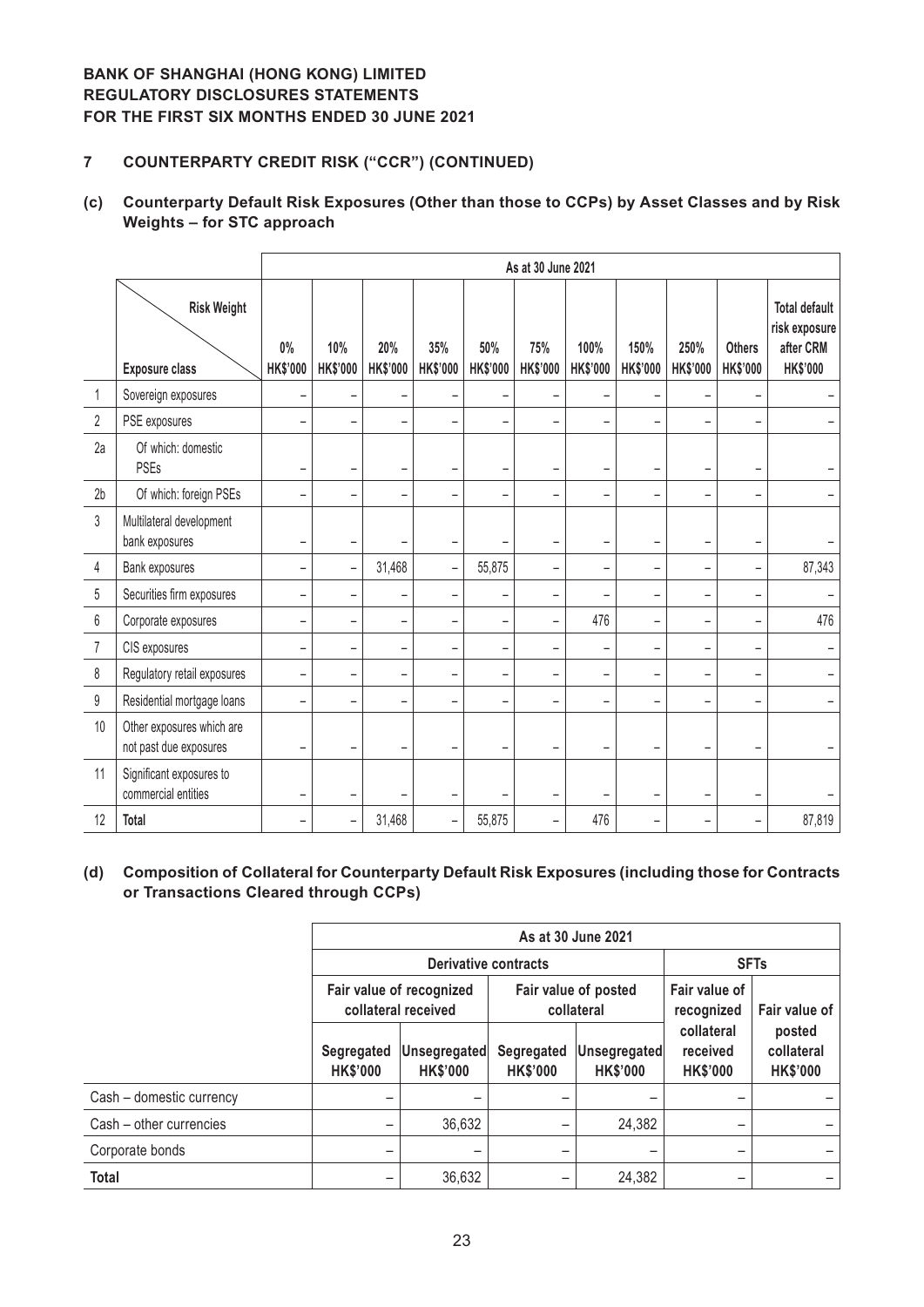**BANK OF SHANGHAI (HONG KONG) LIMITED**
**REGULATORY DISCLOSURES STATEMENTS**
**FOR THE FIRST SIX MONTHS ENDED 30 JUNE 2021**

## 7 COUNTERPARTY CREDIT RISK ("CCR") (CONTINUED)

### (c) Counterparty Default Risk Exposures (Other than those to CCPs) by Asset Classes and by Risk Weights – for STC approach

| | | As at 30 June 2021 | | | | | | | | | | |
|---|---|---|---|---|---|---|---|---|---|---|---|---|
| | Risk Weight / Exposure class | 0% HK$'000 | 10% HK$'000 | 20% HK$'000 | 35% HK$'000 | 50% HK$'000 | 75% HK$'000 | 100% HK$'000 | 150% HK$'000 | 250% HK$'000 | Others HK$'000 | Total default risk exposure after CRM HK$'000 |
| 1 | Sovereign exposures | – | – | – | – | – | – | – | – | – | – | – |
| 2 | PSE exposures | – | – | – | – | – | – | – | – | – | – | – |
| 2a | Of which: domestic PSEs | – | – | – | – | – | – | – | – | – | – | – |
| 2b | Of which: foreign PSEs | – | – | – | – | – | – | – | – | – | – | – |
| 3 | Multilateral development bank exposures | – | – | – | – | – | – | – | – | – | – | – |
| 4 | Bank exposures | – | – | 31,468 | – | 55,875 | – | – | – | – | – | 87,343 |
| 5 | Securities firm exposures | – | – | – | – | – | – | – | – | – | – | – |
| 6 | Corporate exposures | – | – | – | – | – | – | 476 | – | – | – | 476 |
| 7 | CIS exposures | – | – | – | – | – | – | – | – | – | – | – |
| 8 | Regulatory retail exposures | – | – | – | – | – | – | – | – | – | – | – |
| 9 | Residential mortgage loans | – | – | – | – | – | – | – | – | – | – | – |
| 10 | Other exposures which are not past due exposures | – | – | – | – | – | – | – | – | – | – | – |
| 11 | Significant exposures to commercial entities | – | – | – | – | – | – | – | – | – | – | – |
| 12 | **Total** | – | – | 31,468 | – | 55,875 | – | 476 | – | – | – | 87,819 |

### (d) Composition of Collateral for Counterparty Default Risk Exposures (including those for Contracts or Transactions Cleared through CCPs)

| | As at 30 June 2021 | | | | | |
|---|---|---|---|---|---|---|
| | Derivative contracts | | | | SFTs | |
| | Fair value of recognized collateral received | | Fair value of posted collateral | | Fair value of recognized collateral received HK$'000 | Fair value of posted collateral HK$'000 |
| | Segregated HK$'000 | Unsegregated HK$'000 | Segregated HK$'000 | Unsegregated HK$'000 | | |
| Cash – domestic currency | – | – | – | – | – | – |
| Cash – other currencies | – | 36,632 | – | 24,382 | – | – |
| Corporate bonds | – | – | – | – | – | – |
| **Total** | – | 36,632 | – | 24,382 | – | – |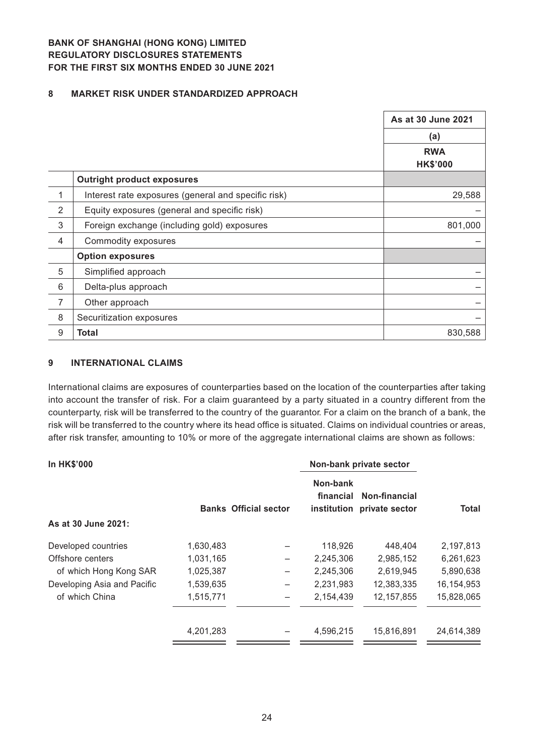**BANK OF SHANGHAI (HONG KONG) LIMITED**
**REGULATORY DISCLOSURES STATEMENTS**
**FOR THE FIRST SIX MONTHS ENDED 30 JUNE 2021**

## 8 MARKET RISK UNDER STANDARDIZED APPROACH

| | | As at 30 June 2021 |
|---|---|---|
| | | (a) |
| | | RWA HK$'000 |
| | **Outright product exposures** | |
| 1 | Interest rate exposures (general and specific risk) | 29,588 |
| 2 | Equity exposures (general and specific risk) | – |
| 3 | Foreign exchange (including gold) exposures | 801,000 |
| 4 | Commodity exposures | – |
| | **Option exposures** | |
| 5 | Simplified approach | – |
| 6 | Delta-plus approach | – |
| 7 | Other approach | – |
| 8 | Securitization exposures | – |
| 9 | **Total** | 830,588 |

## 9 INTERNATIONAL CLAIMS

International claims are exposures of counterparties based on the location of the counterparties after taking into account the transfer of risk. For a claim guaranteed by a party situated in a country different from the counterparty, risk will be transferred to the country of the guarantor. For a claim on the branch of a bank, the risk will be transferred to the country where its head office is situated. Claims on individual countries or areas, after risk transfer, amounting to 10% or more of the aggregate international claims are shown as follows:

| In HK$'000 | | | Non-bank private sector | | |
|---|---|---|---|---|---|
| | Banks | Official sector | Non-bank financial institution | Non-financial private sector | Total |
| As at 30 June 2021: | | | | | |
| Developed countries | 1,630,483 | – | 118,926 | 448,404 | 2,197,813 |
| Offshore centers | 1,031,165 | – | 2,245,306 | 2,985,152 | 6,261,623 |
| of which Hong Kong SAR | 1,025,387 | – | 2,245,306 | 2,619,945 | 5,890,638 |
| Developing Asia and Pacific | 1,539,635 | – | 2,231,983 | 12,383,335 | 16,154,953 |
| of which China | 1,515,771 | – | 2,154,439 | 12,157,855 | 15,828,065 |
| | 4,201,283 | – | 4,596,215 | 15,816,891 | 24,614,389 |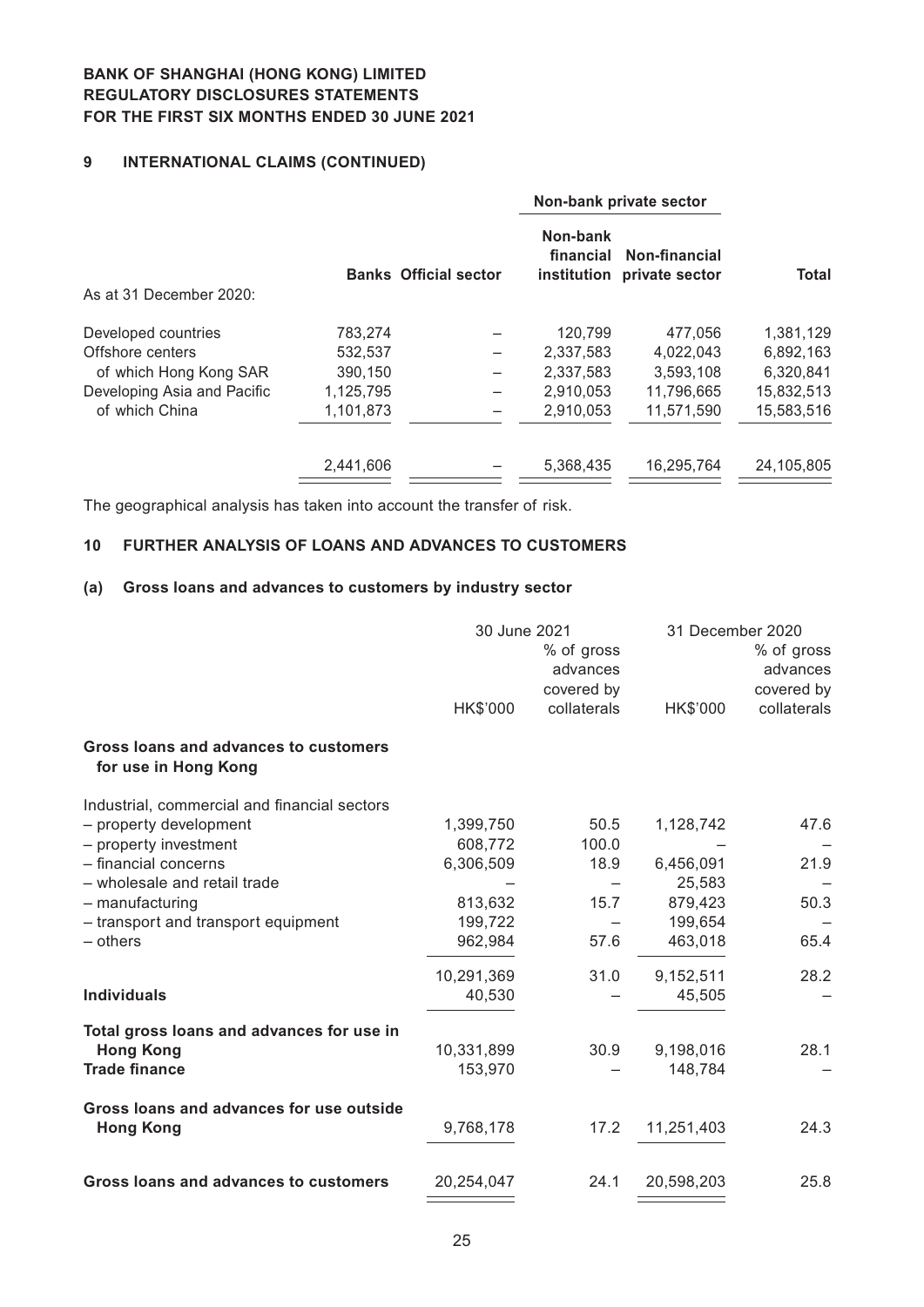## 9 INTERNATIONAL CLAIMS (CONTINUED)

| | Banks | Official sector | Non-bank private sector | | Total |
|---|---|---|---|---|---|
| | | | Non-bank financial institution | Non-financial private sector | |
| As at 31 December 2020: | | | | | |
| Developed countries | 783,274 | – | 120,799 | 477,056 | 1,381,129 |
| Offshore centers | 532,537 | – | 2,337,583 | 4,022,043 | 6,892,163 |
| of which Hong Kong SAR | 390,150 | – | 2,337,583 | 3,593,108 | 6,320,841 |
| Developing Asia and Pacific | 1,125,795 | – | 2,910,053 | 11,796,665 | 15,832,513 |
| of which China | 1,101,873 | – | 2,910,053 | 11,571,590 | 15,583,516 |
| | 2,441,606 | – | 5,368,435 | 16,295,764 | 24,105,805 |

The geographical analysis has taken into account the transfer of risk.

## 10 FURTHER ANALYSIS OF LOANS AND ADVANCES TO CUSTOMERS

### (a) Gross loans and advances to customers by industry sector

| | 30 June 2021 | | 31 December 2020 | |
|---|---|---|---|---|
| | HK$'000 | % of gross advances covered by collaterals | HK$'000 | % of gross advances covered by collaterals |
| **Gross loans and advances to customers for use in Hong Kong** | | | | |
| Industrial, commercial and financial sectors | | | | |
| – property development | 1,399,750 | 50.5 | 1,128,742 | 47.6 |
| – property investment | 608,772 | 100.0 | – | – |
| – financial concerns | 6,306,509 | 18.9 | 6,456,091 | 21.9 |
| – wholesale and retail trade | – | – | 25,583 | – |
| – manufacturing | 813,632 | 15.7 | 879,423 | 50.3 |
| – transport and transport equipment | 199,722 | – | 199,654 | – |
| – others | 962,984 | 57.6 | 463,018 | 65.4 |
| | 10,291,369 | 31.0 | 9,152,511 | 28.2 |
| **Individuals** | 40,530 | – | 45,505 | – |
| **Total gross loans and advances for use in Hong Kong** | 10,331,899 | 30.9 | 9,198,016 | 28.1 |
| **Trade finance** | 153,970 | – | 148,784 | – |
| **Gross loans and advances for use outside Hong Kong** | 9,768,178 | 17.2 | 11,251,403 | 24.3 |
| **Gross loans and advances to customers** | 20,254,047 | 24.1 | 20,598,203 | 25.8 |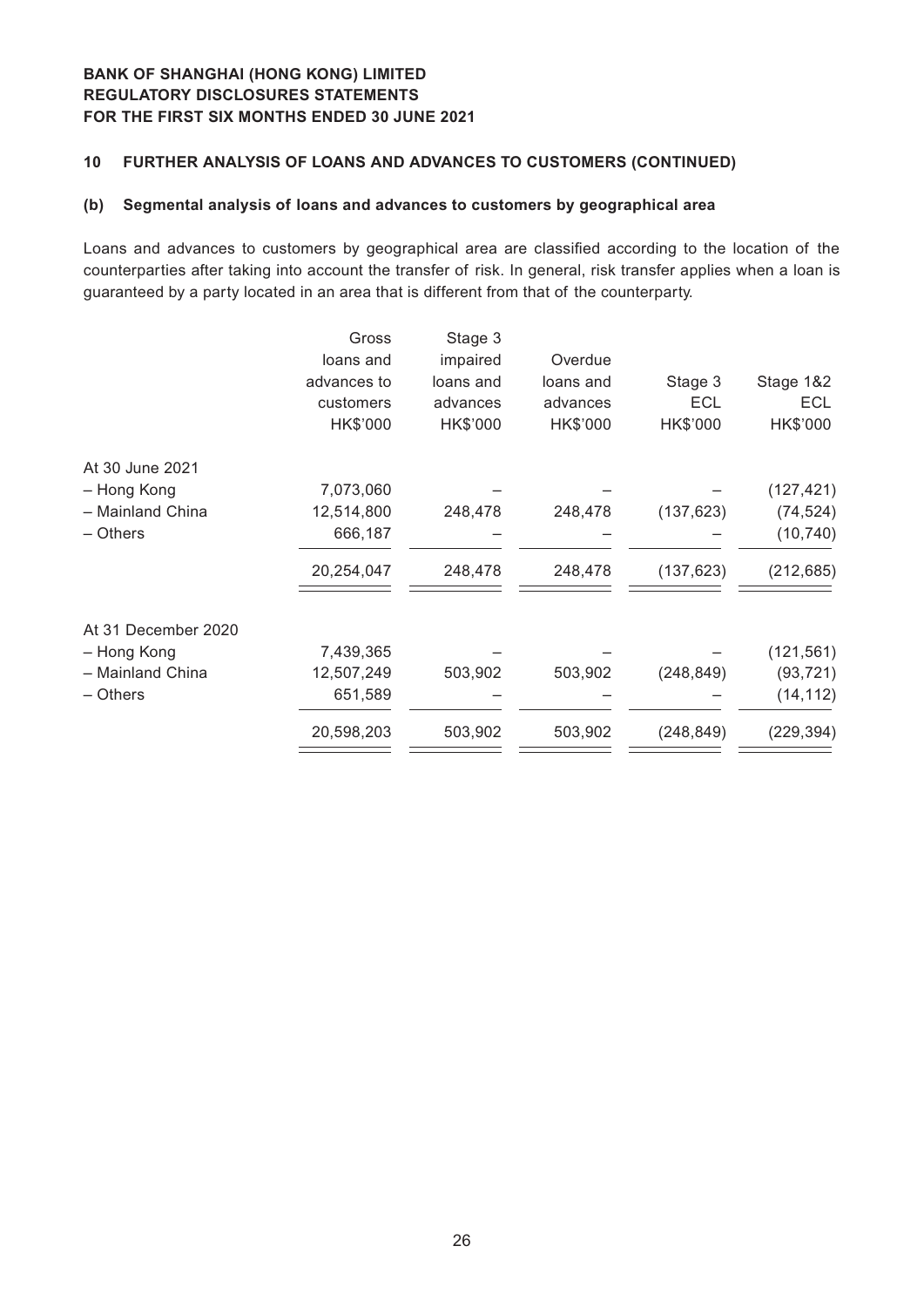## 10 FURTHER ANALYSIS OF LOANS AND ADVANCES TO CUSTOMERS (CONTINUED)

### (b) Segmental analysis of loans and advances to customers by geographical area

Loans and advances to customers by geographical area are classified according to the location of the counterparties after taking into account the transfer of risk. In general, risk transfer applies when a loan is guaranteed by a party located in an area that is different from that of the counterparty.

| | Gross loans and advances to customers HK$'000 | Stage 3 impaired loans and advances HK$'000 | Overdue loans and advances HK$'000 | Stage 3 ECL HK$'000 | Stage 1&2 ECL HK$'000 |
|---|---|---|---|---|---|
| At 30 June 2021 | | | | | |
| – Hong Kong | 7,073,060 | – | – | – | (127,421) |
| – Mainland China | 12,514,800 | 248,478 | 248,478 | (137,623) | (74,524) |
| – Others | 666,187 | – | – | – | (10,740) |
| | 20,254,047 | 248,478 | 248,478 | (137,623) | (212,685) |
| At 31 December 2020 | | | | | |
| – Hong Kong | 7,439,365 | – | – | – | (121,561) |
| – Mainland China | 12,507,249 | 503,902 | 503,902 | (248,849) | (93,721) |
| – Others | 651,589 | – | – | – | (14,112) |
| | 20,598,203 | 503,902 | 503,902 | (248,849) | (229,394) |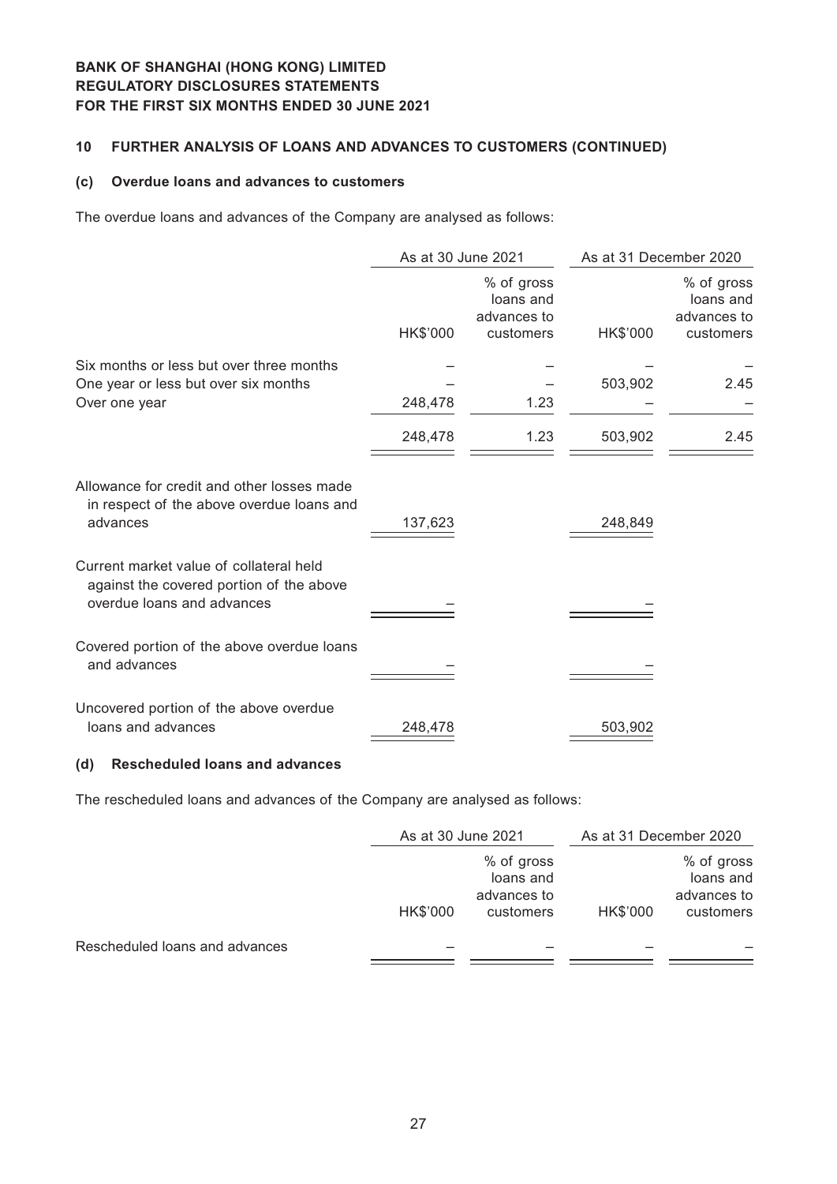**BANK OF SHANGHAI (HONG KONG) LIMITED**
**REGULATORY DISCLOSURES STATEMENTS**
**FOR THE FIRST SIX MONTHS ENDED 30 JUNE 2021**

## 10 FURTHER ANALYSIS OF LOANS AND ADVANCES TO CUSTOMERS (CONTINUED)

### (c) Overdue loans and advances to customers

The overdue loans and advances of the Company are analysed as follows:

| | As at 30 June 2021 | | As at 31 December 2020 | |
|---|---|---|---|---|
| | HK$'000 | % of gross loans and advances to customers | HK$'000 | % of gross loans and advances to customers |
| Six months or less but over three months | – | – | – | – |
| One year or less but over six months | – | – | 503,902 | 2.45 |
| Over one year | 248,478 | 1.23 | – | – |
| | 248,478 | 1.23 | 503,902 | 2.45 |
| Allowance for credit and other losses made in respect of the above overdue loans and advances | 137,623 | | 248,849 | |
| Current market value of collateral held against the covered portion of the above overdue loans and advances | – | | – | |
| Covered portion of the above overdue loans and advances | – | | – | |
| Uncovered portion of the above overdue loans and advances | 248,478 | | 503,902 | |

### (d) Rescheduled loans and advances

The rescheduled loans and advances of the Company are analysed as follows:

| | As at 30 June 2021 | | As at 31 December 2020 | |
|---|---|---|---|---|
| | HK$'000 | % of gross loans and advances to customers | HK$'000 | % of gross loans and advances to customers |
| Rescheduled loans and advances | – | – | – | – |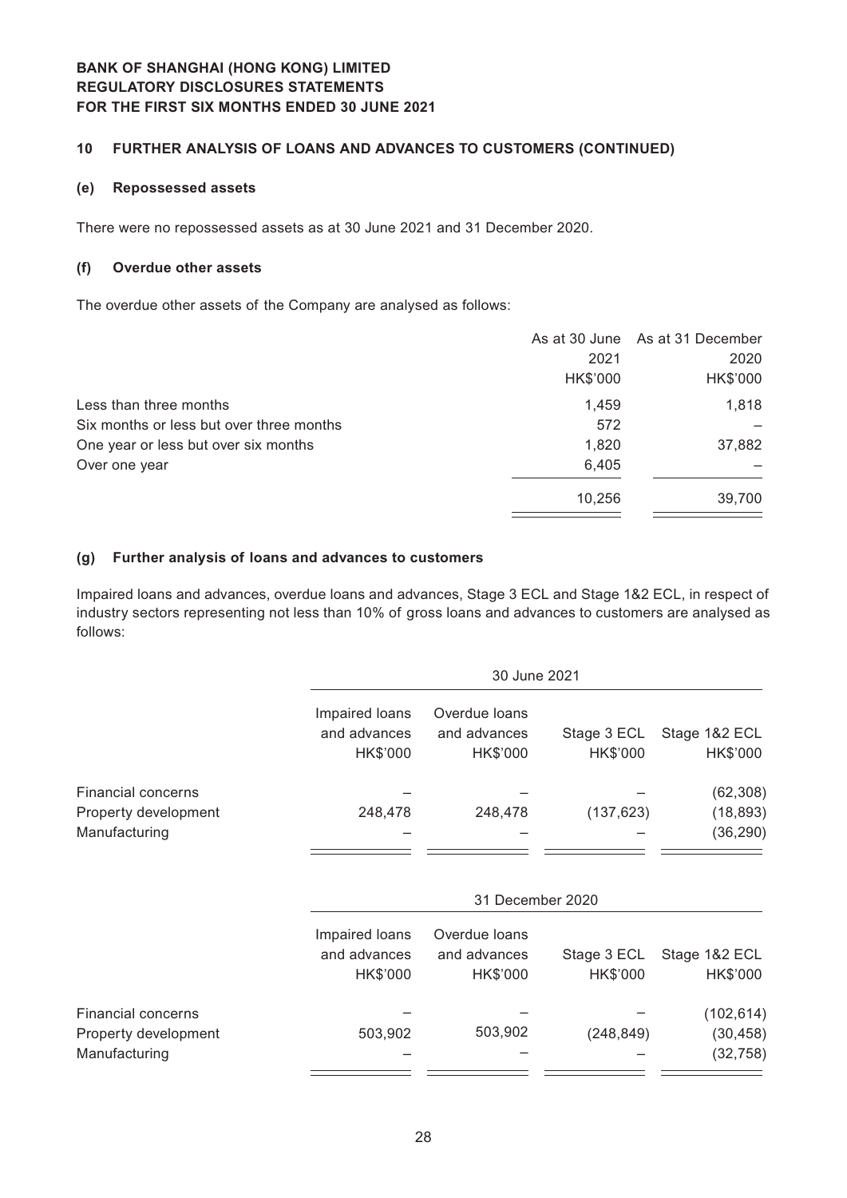## 10 FURTHER ANALYSIS OF LOANS AND ADVANCES TO CUSTOMERS (CONTINUED)

### (e) Repossessed assets

There were no repossessed assets as at 30 June 2021 and 31 December 2020.

### (f) Overdue other assets

The overdue other assets of the Company are analysed as follows:

| | As at 30 June 2021 HK$'000 | As at 31 December 2020 HK$'000 |
|---|---|---|
| Less than three months | 1,459 | 1,818 |
| Six months or less but over three months | 572 | – |
| One year or less but over six months | 1,820 | 37,882 |
| Over one year | 6,405 | – |
| | 10,256 | 39,700 |

### (g) Further analysis of loans and advances to customers

Impaired loans and advances, overdue loans and advances, Stage 3 ECL and Stage 1&2 ECL, in respect of industry sectors representing not less than 10% of gross loans and advances to customers are analysed as follows:

| | 30 June 2021 | | | |
|---|---|---|---|---|
| | Impaired loans and advances HK$'000 | Overdue loans and advances HK$'000 | Stage 3 ECL HK$'000 | Stage 1&2 ECL HK$'000 |
| Financial concerns | – | – | – | (62,308) |
| Property development | 248,478 | 248,478 | (137,623) | (18,893) |
| Manufacturing | – | – | – | (36,290) |

| | 31 December 2020 | | | |
|---|---|---|---|---|
| | Impaired loans and advances HK$'000 | Overdue loans and advances HK$'000 | Stage 3 ECL HK$'000 | Stage 1&2 ECL HK$'000 |
| Financial concerns | – | – | – | (102,614) |
| Property development | 503,902 | 503,902 | (248,849) | (30,458) |
| Manufacturing | – | – | – | (32,758) |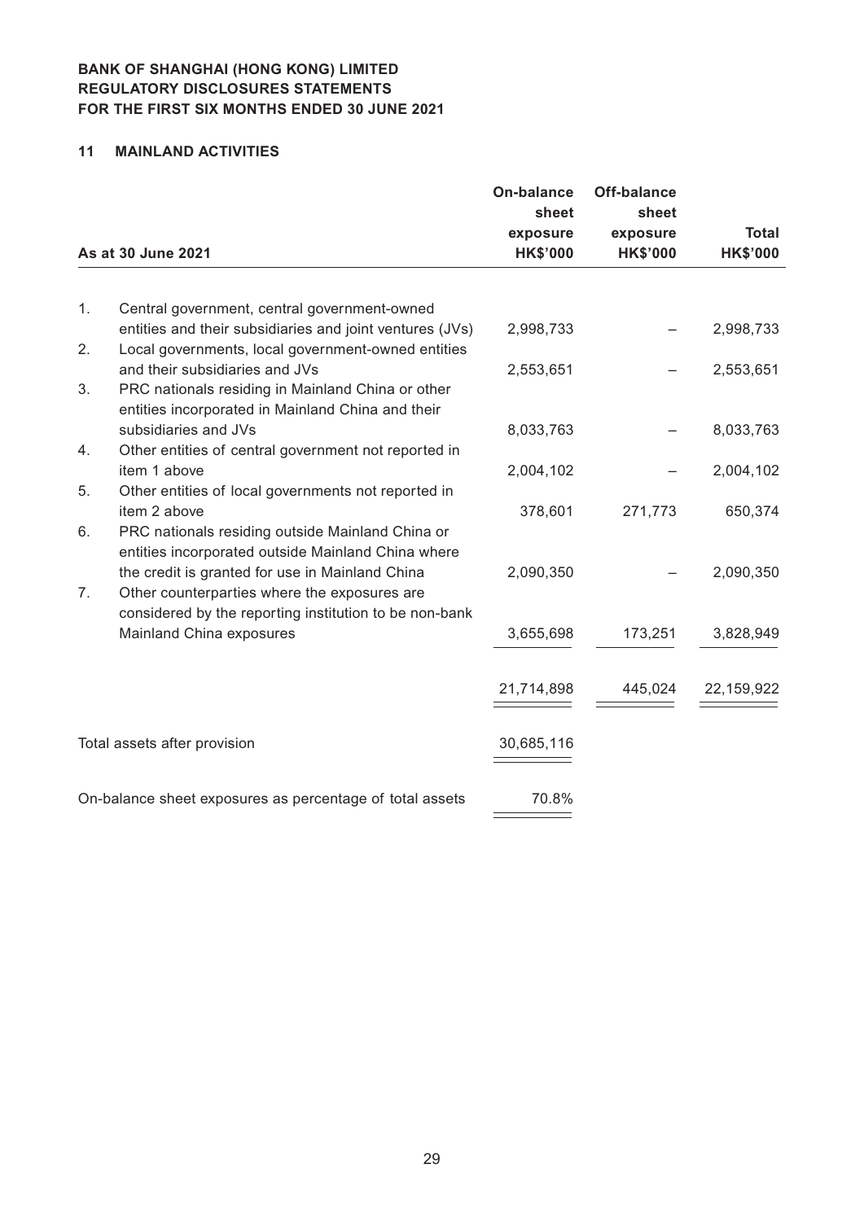**BANK OF SHANGHAI (HONG KONG) LIMITED**
**REGULATORY DISCLOSURES STATEMENTS**
**FOR THE FIRST SIX MONTHS ENDED 30 JUNE 2021**

## 11 MAINLAND ACTIVITIES

| As at 30 June 2021 | On-balance sheet exposure HK$'000 | Off-balance sheet exposure HK$'000 | Total HK$'000 |
|---|---|---|---|
| 1. Central government, central government-owned entities and their subsidiaries and joint ventures (JVs) | 2,998,733 | – | 2,998,733 |
| 2. Local governments, local government-owned entities and their subsidiaries and JVs | 2,553,651 | – | 2,553,651 |
| 3. PRC nationals residing in Mainland China or other entities incorporated in Mainland China and their subsidiaries and JVs | 8,033,763 | – | 8,033,763 |
| 4. Other entities of central government not reported in item 1 above | 2,004,102 | – | 2,004,102 |
| 5. Other entities of local governments not reported in item 2 above | 378,601 | 271,773 | 650,374 |
| 6. PRC nationals residing outside Mainland China or entities incorporated outside Mainland China where the credit is granted for use in Mainland China | 2,090,350 | – | 2,090,350 |
| 7. Other counterparties where the exposures are considered by the reporting institution to be non-bank Mainland China exposures | 3,655,698 | 173,251 | 3,828,949 |
| | 21,714,898 | 445,024 | 22,159,922 |
| Total assets after provision | 30,685,116 | | |
| On-balance sheet exposures as percentage of total assets | 70.8% | | |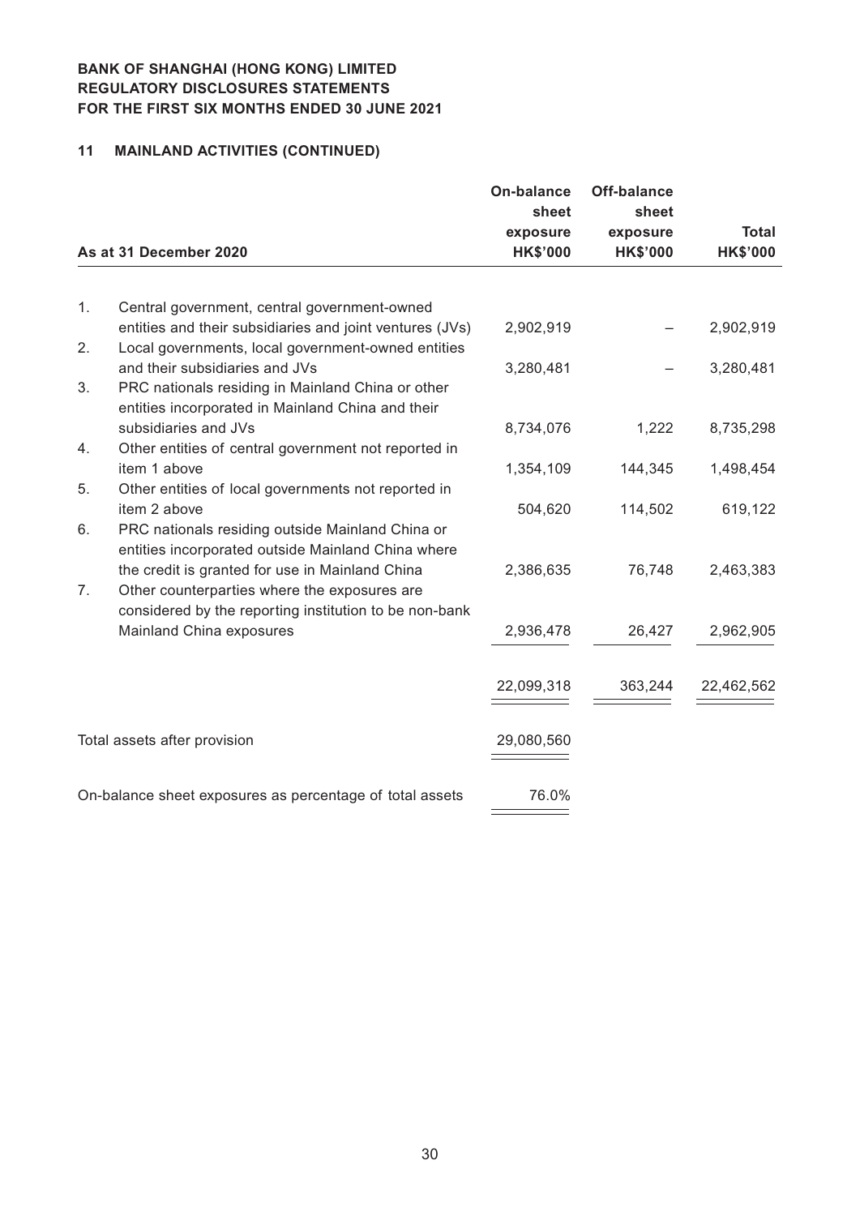**BANK OF SHANGHAI (HONG KONG) LIMITED**
**REGULATORY DISCLOSURES STATEMENTS**
**FOR THE FIRST SIX MONTHS ENDED 30 JUNE 2021**

## 11 MAINLAND ACTIVITIES (CONTINUED)

| As at 31 December 2020 | On-balance sheet exposure HK$'000 | Off-balance sheet exposure HK$'000 | Total HK$'000 |
|---|---|---|---|
| 1. Central government, central government-owned entities and their subsidiaries and joint ventures (JVs) | 2,902,919 | – | 2,902,919 |
| 2. Local governments, local government-owned entities and their subsidiaries and JVs | 3,280,481 | – | 3,280,481 |
| 3. PRC nationals residing in Mainland China or other entities incorporated in Mainland China and their subsidiaries and JVs | 8,734,076 | 1,222 | 8,735,298 |
| 4. Other entities of central government not reported in item 1 above | 1,354,109 | 144,345 | 1,498,454 |
| 5. Other entities of local governments not reported in item 2 above | 504,620 | 114,502 | 619,122 |
| 6. PRC nationals residing outside Mainland China or entities incorporated outside Mainland China where the credit is granted for use in Mainland China | 2,386,635 | 76,748 | 2,463,383 |
| 7. Other counterparties where the exposures are considered by the reporting institution to be non-bank Mainland China exposures | 2,936,478 | 26,427 | 2,962,905 |
| | 22,099,318 | 363,244 | 22,462,562 |
| Total assets after provision | 29,080,560 | | |
| On-balance sheet exposures as percentage of total assets | 76.0% | | |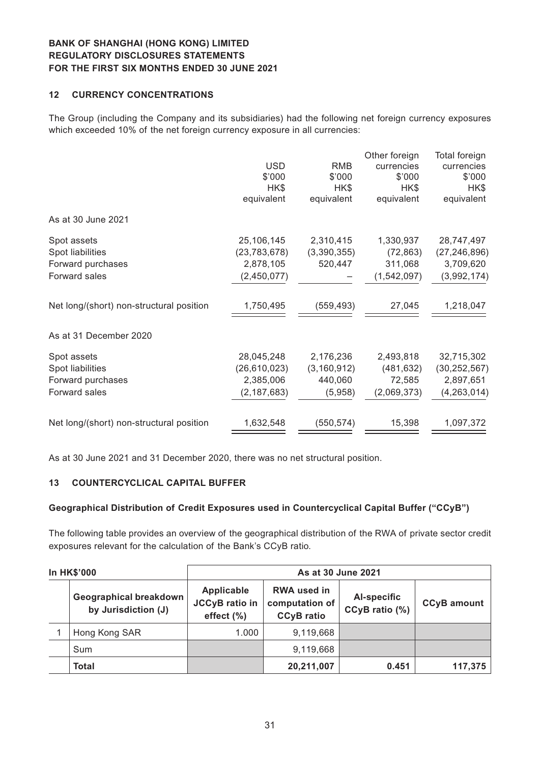**BANK OF SHANGHAI (HONG KONG) LIMITED**
**REGULATORY DISCLOSURES STATEMENTS**
**FOR THE FIRST SIX MONTHS ENDED 30 JUNE 2021**

## 12 CURRENCY CONCENTRATIONS

The Group (including the Company and its subsidiaries) had the following net foreign currency exposures which exceeded 10% of the net foreign currency exposure in all currencies:

| | USD $'000 HK$ equivalent | RMB $'000 HK$ equivalent | Other foreign currencies $'000 HK$ equivalent | Total foreign currencies $'000 HK$ equivalent |
|---|---|---|---|---|
| As at 30 June 2021 | | | | |
| Spot assets | 25,106,145 | 2,310,415 | 1,330,937 | 28,747,497 |
| Spot liabilities | (23,783,678) | (3,390,355) | (72,863) | (27,246,896) |
| Forward purchases | 2,878,105 | 520,447 | 311,068 | 3,709,620 |
| Forward sales | (2,450,077) | – | (1,542,097) | (3,992,174) |
| Net long/(short) non-structural position | 1,750,495 | (559,493) | 27,045 | 1,218,047 |
| As at 31 December 2020 | | | | |
| Spot assets | 28,045,248 | 2,176,236 | 2,493,818 | 32,715,302 |
| Spot liabilities | (26,610,023) | (3,160,912) | (481,632) | (30,252,567) |
| Forward purchases | 2,385,006 | 440,060 | 72,585 | 2,897,651 |
| Forward sales | (2,187,683) | (5,958) | (2,069,373) | (4,263,014) |
| Net long/(short) non-structural position | 1,632,548 | (550,574) | 15,398 | 1,097,372 |

As at 30 June 2021 and 31 December 2020, there was no net structural position.

## 13 COUNTERCYCLICAL CAPITAL BUFFER

### Geographical Distribution of Credit Exposures used in Countercyclical Capital Buffer ("CCyB")

The following table provides an overview of the geographical distribution of the RWA of private sector credit exposures relevant for the calculation of the Bank's CCyB ratio.

| In HK$'000 | | As at 30 June 2021 | | | |
|---|---|---|---|---|---|
| | Geographical breakdown by Jurisdiction (J) | Applicable JCCyB ratio in effect (%) | RWA used in computation of CCyB ratio | AI-specific CCyB ratio (%) | CCyB amount |
| 1 | Hong Kong SAR | 1.000 | 9,119,668 | | |
| | Sum | | 9,119,668 | | |
| | **Total** | | **20,211,007** | **0.451** | **117,375** |